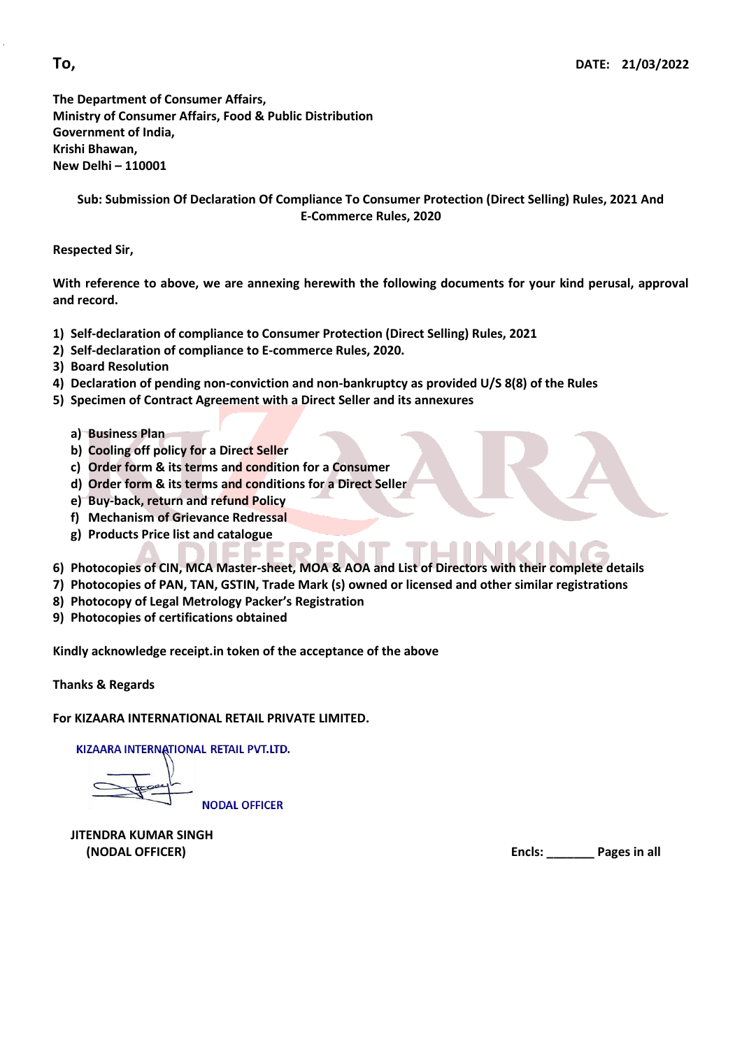**To,** **DATE: 21/03/2022**

**The Department of Consumer Affairs,**
**Ministry of Consumer Affairs, Food & Public Distribution**
**Government of India,**
**Krishi Bhawan,**
**New Delhi – 110001**

**Sub: Submission Of Declaration Of Compliance To Consumer Protection (Direct Selling) Rules, 2021 And E-Commerce Rules, 2020**

**Respected Sir,**

**With reference to above, we are annexing herewith the following documents for your kind perusal, approval and record.**

1) **Self-declaration of compliance to Consumer Protection (Direct Selling) Rules, 2021**
2) **Self-declaration of compliance to E-commerce Rules, 2020.**
3) **Board Resolution**
4) **Declaration of pending non-conviction and non-bankruptcy as provided U/S 8(8) of the Rules**
5) **Specimen of Contract Agreement with a Direct Seller and its annexures**
   a) **Business Plan**
   b) **Cooling off policy for a Direct Seller**
   c) **Order form & its terms and condition for a Consumer**
   d) **Order form & its terms and conditions for a Direct Seller**
   e) **Buy-back, return and refund Policy**
   f) **Mechanism of Grievance Redressal**
   g) **Products Price list and catalogue**
6) **Photocopies of CIN, MCA Master-sheet, MOA & AOA and List of Directors with their complete details**
7) **Photocopies of PAN, TAN, GSTIN, Trade Mark (s) owned or licensed and other similar registrations**
8) **Photocopy of Legal Metrology Packer's Registration**
9) **Photocopies of certifications obtained**

**Kindly acknowledge receipt.in token of the acceptance of the above**

**Thanks & Regards**

**For KIZAARA INTERNATIONAL RETAIL PRIVATE LIMITED.**

KIZAARA INTERNATIONAL RETAIL PVT.LTD.

NODAL OFFICER

**JITENDRA KUMAR SINGH**
**(NODAL OFFICER)**

**Encls: _______ Pages in all**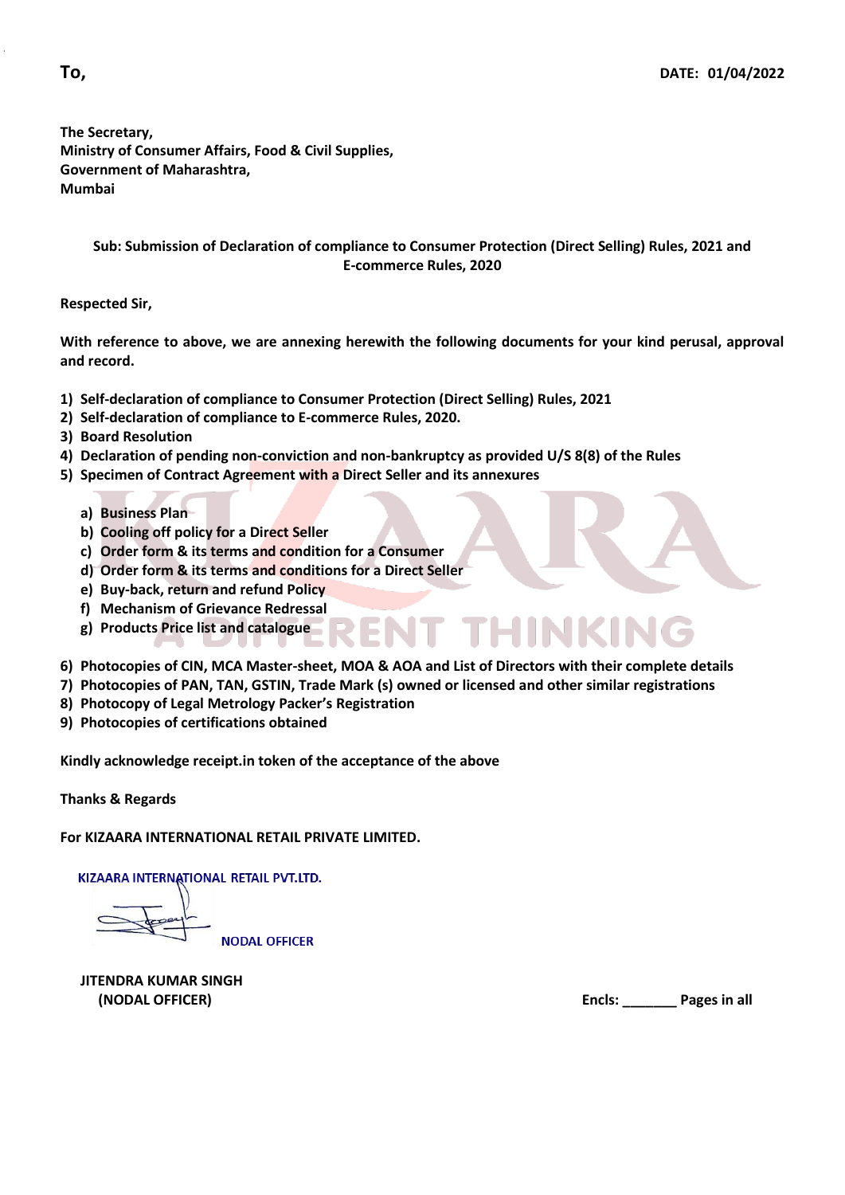**To,** **DATE: 01/04/2022**

**The Secretary,**
**Ministry of Consumer Affairs, Food & Civil Supplies,**
**Government of Maharashtra,**
**Mumbai**

**Sub: Submission of Declaration of compliance to Consumer Protection (Direct Selling) Rules, 2021 and E-commerce Rules, 2020**

**Respected Sir,**

**With reference to above, we are annexing herewith the following documents for your kind perusal, approval and record.**

1) **Self-declaration of compliance to Consumer Protection (Direct Selling) Rules, 2021**
2) **Self-declaration of compliance to E-commerce Rules, 2020.**
3) **Board Resolution**
4) **Declaration of pending non-conviction and non-bankruptcy as provided U/S 8(8) of the Rules**
5) **Specimen of Contract Agreement with a Direct Seller and its annexures**
    a) **Business Plan**
    b) **Cooling off policy for a Direct Seller**
    c) **Order form & its terms and condition for a Consumer**
    d) **Order form & its terms and conditions for a Direct Seller**
    e) **Buy-back, return and refund Policy**
    f) **Mechanism of Grievance Redressal**
    g) **Products Price list and catalogue**
6) **Photocopies of CIN, MCA Master-sheet, MOA & AOA and List of Directors with their complete details**
7) **Photocopies of PAN, TAN, GSTIN, Trade Mark (s) owned or licensed and other similar registrations**
8) **Photocopy of Legal Metrology Packer's Registration**
9) **Photocopies of certifications obtained**

**Kindly acknowledge receipt.in token of the acceptance of the above**

**Thanks & Regards**

**For KIZAARA INTERNATIONAL RETAIL PRIVATE LIMITED.**

KIZAARA INTERNATIONAL RETAIL PVT.LTD.

NODAL OFFICER

**JITENDRA KUMAR SINGH**
**(NODAL OFFICER)**

**Encls: _______ Pages in all**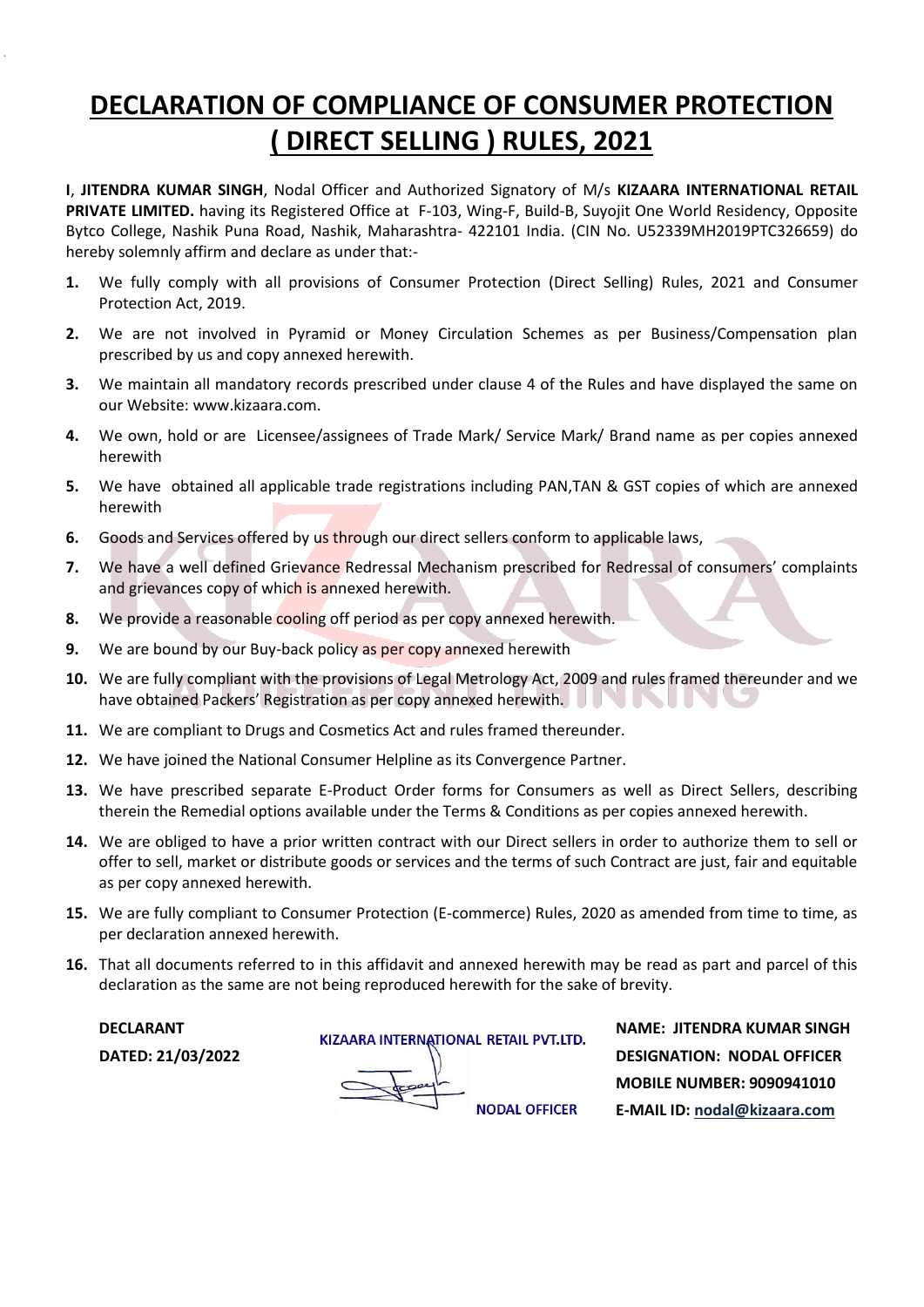# DECLARATION OF COMPLIANCE OF CONSUMER PROTECTION ( DIRECT SELLING ) RULES, 2021

**I**, **JITENDRA KUMAR SINGH**, Nodal Officer and Authorized Signatory of M/s **KIZAARA INTERNATIONAL RETAIL PRIVATE LIMITED.** having its Registered Office at F-103, Wing-F, Build-B, Suyojit One World Residency, Opposite Bytco College, Nashik Puna Road, Nashik, Maharashtra- 422101 India. (CIN No. U52339MH2019PTC326659) do hereby solemnly affirm and declare as under that:-

1. We fully comply with all provisions of Consumer Protection (Direct Selling) Rules, 2021 and Consumer Protection Act, 2019.
2. We are not involved in Pyramid or Money Circulation Schemes as per Business/Compensation plan prescribed by us and copy annexed herewith.
3. We maintain all mandatory records prescribed under clause 4 of the Rules and have displayed the same on our Website: www.kizaara.com.
4. We own, hold or are Licensee/assignees of Trade Mark/ Service Mark/ Brand name as per copies annexed herewith
5. We have obtained all applicable trade registrations including PAN,TAN & GST copies of which are annexed herewith
6. Goods and Services offered by us through our direct sellers conform to applicable laws,
7. We have a well defined Grievance Redressal Mechanism prescribed for Redressal of consumers' complaints and grievances copy of which is annexed herewith.
8. We provide a reasonable cooling off period as per copy annexed herewith.
9. We are bound by our Buy-back policy as per copy annexed herewith
10. We are fully compliant with the provisions of Legal Metrology Act, 2009 and rules framed thereunder and we have obtained Packers' Registration as per copy annexed herewith.
11. We are compliant to Drugs and Cosmetics Act and rules framed thereunder.
12. We have joined the National Consumer Helpline as its Convergence Partner.
13. We have prescribed separate E-Product Order forms for Consumers as well as Direct Sellers, describing therein the Remedial options available under the Terms & Conditions as per copies annexed herewith.
14. We are obliged to have a prior written contract with our Direct sellers in order to authorize them to sell or offer to sell, market or distribute goods or services and the terms of such Contract are just, fair and equitable as per copy annexed herewith.
15. We are fully compliant to Consumer Protection (E-commerce) Rules, 2020 as amended from time to time, as per declaration annexed herewith.
16. That all documents referred to in this affidavit and annexed herewith may be read as part and parcel of this declaration as the same are not being reproduced herewith for the sake of brevity.

**DECLARANT**
**DATED: 21/03/2022**

KIZAARA INTERNATIONAL RETAIL PVT.LTD.
NODAL OFFICER

**NAME: JITENDRA KUMAR SINGH**
**DESIGNATION: NODAL OFFICER**
**MOBILE NUMBER: 9090941010**
**E-MAIL ID: nodal@kizaara.com**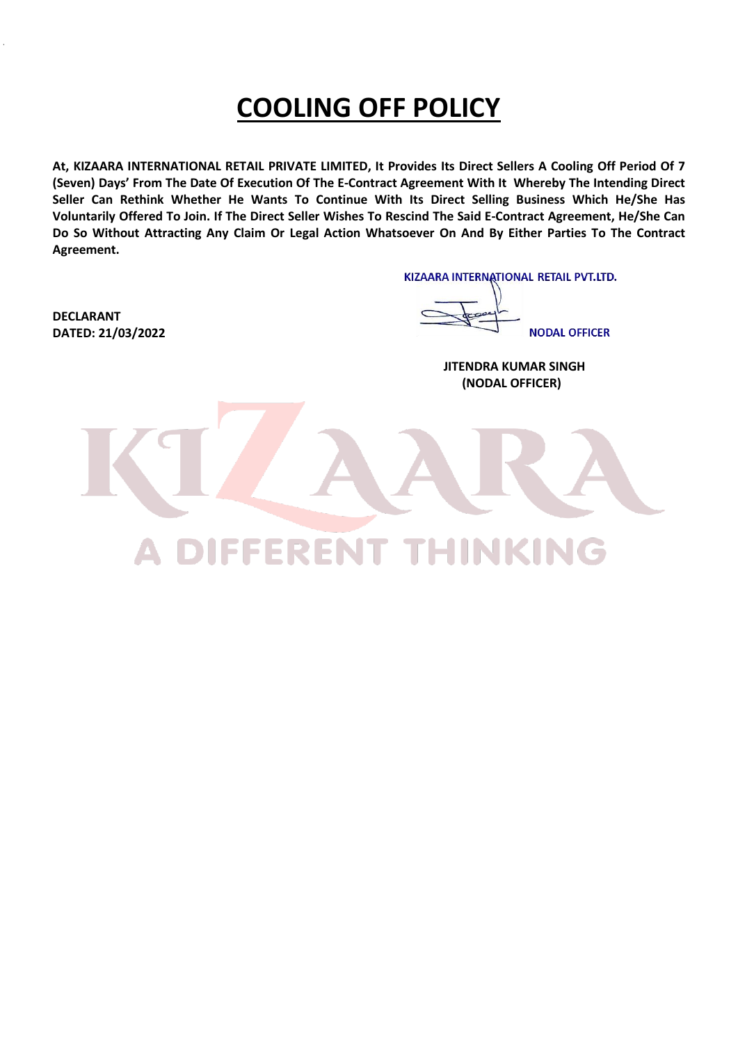# COOLING OFF POLICY

**At, KIZAARA INTERNATIONAL RETAIL PRIVATE LIMITED, It Provides Its Direct Sellers A Cooling Off Period Of 7 (Seven) Days' From The Date Of Execution Of The E-Contract Agreement With It Whereby The Intending Direct Seller Can Rethink Whether He Wants To Continue With Its Direct Selling Business Which He/She Has Voluntarily Offered To Join. If The Direct Seller Wishes To Rescind The Said E-Contract Agreement, He/She Can Do So Without Attracting Any Claim Or Legal Action Whatsoever On And By Either Parties To The Contract Agreement.**

KIZAARA INTERNATIONAL RETAIL PVT.LTD.

NODAL OFFICER

**DECLARANT**
**DATED: 21/03/2022**

**JITENDRA KUMAR SINGH**
**(NODAL OFFICER)**

KIZAARA
A DIFFERENT THINKING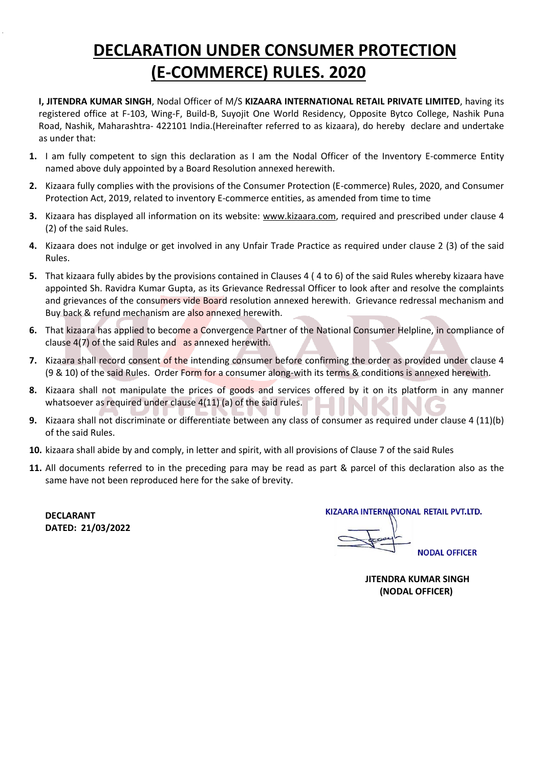# DECLARATION UNDER CONSUMER PROTECTION (E-COMMERCE) RULES. 2020

**I, JITENDRA KUMAR SINGH**, Nodal Officer of M/S **KIZAARA INTERNATIONAL RETAIL PRIVATE LIMITED**, having its registered office at F-103, Wing-F, Build-B, Suyojit One World Residency, Opposite Bytco College, Nashik Puna Road, Nashik, Maharashtra- 422101 India.(Hereinafter referred to as kizaara), do hereby declare and undertake as under that:

1. I am fully competent to sign this declaration as I am the Nodal Officer of the Inventory E-commerce Entity named above duly appointed by a Board Resolution annexed herewith.
2. Kizaara fully complies with the provisions of the Consumer Protection (E-commerce) Rules, 2020, and Consumer Protection Act, 2019, related to inventory E-commerce entities, as amended from time to time
3. Kizaara has displayed all information on its website: www.kizaara.com, required and prescribed under clause 4 (2) of the said Rules.
4. Kizaara does not indulge or get involved in any Unfair Trade Practice as required under clause 2 (3) of the said Rules.
5. That kizaara fully abides by the provisions contained in Clauses 4 ( 4 to 6) of the said Rules whereby kizaara have appointed Sh. Ravidra Kumar Gupta, as its Grievance Redressal Officer to look after and resolve the complaints and grievances of the consumers vide Board resolution annexed herewith. Grievance redressal mechanism and Buy back & refund mechanism are also annexed herewith.
6. That kizaara has applied to become a Convergence Partner of the National Consumer Helpline, in compliance of clause 4(7) of the said Rules and as annexed herewith.
7. Kizaara shall record consent of the intending consumer before confirming the order as provided under clause 4 (9 & 10) of the said Rules. Order Form for a consumer along-with its terms & conditions is annexed herewith.
8. Kizaara shall not manipulate the prices of goods and services offered by it on its platform in any manner whatsoever as required under clause 4(11) (a) of the said rules.
9. Kizaara shall not discriminate or differentiate between any class of consumer as required under clause 4 (11)(b) of the said Rules.
10. kizaara shall abide by and comply, in letter and spirit, with all provisions of Clause 7 of the said Rules
11. All documents referred to in the preceding para may be read as part & parcel of this declaration also as the same have not been reproduced here for the sake of brevity.

**DECLARANT**
**DATED: 21/03/2022**

KIZAARA INTERNATIONAL RETAIL PVT.LTD.

NODAL OFFICER

**JITENDRA KUMAR SINGH**
**(NODAL OFFICER)**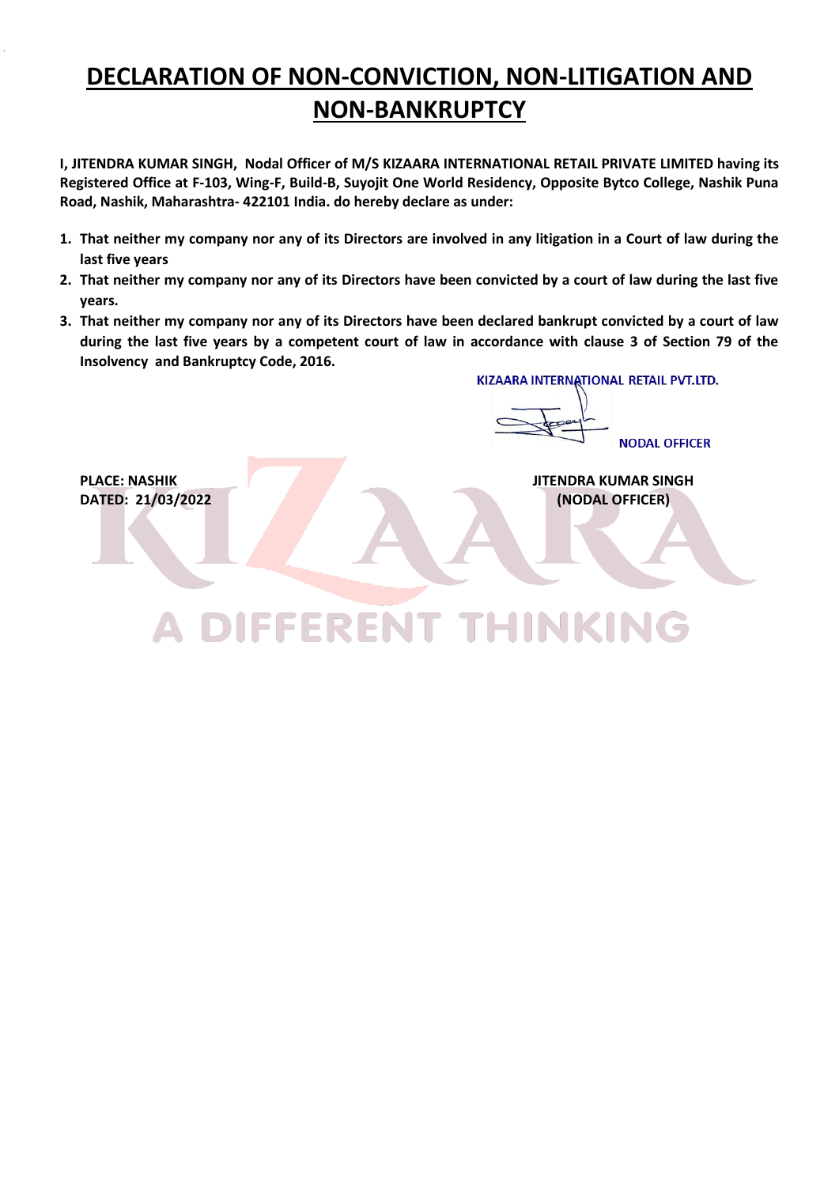# DECLARATION OF NON-CONVICTION, NON-LITIGATION AND NON-BANKRUPTCY

**I, JITENDRA KUMAR SINGH, Nodal Officer of M/S KIZAARA INTERNATIONAL RETAIL PRIVATE LIMITED having its Registered Office at F-103, Wing-F, Build-B, Suyojit One World Residency, Opposite Bytco College, Nashik Puna Road, Nashik, Maharashtra- 422101 India. do hereby declare as under:**

1. **That neither my company nor any of its Directors are involved in any litigation in a Court of law during the last five years**
2. **That neither my company nor any of its Directors have been convicted by a court of law during the last five years.**
3. **That neither my company nor any of its Directors have been declared bankrupt convicted by a court of law during the last five years by a competent court of law in accordance with clause 3 of Section 79 of the Insolvency and Bankruptcy Code, 2016.**

KIZAARA INTERNATIONAL RETAIL PVT.LTD.

NODAL OFFICER

**PLACE: NASHIK**
**DATED: 21/03/2022**

**JITENDRA KUMAR SINGH**
**(NODAL OFFICER)**

KIZAARA
A DIFFERENT THINKING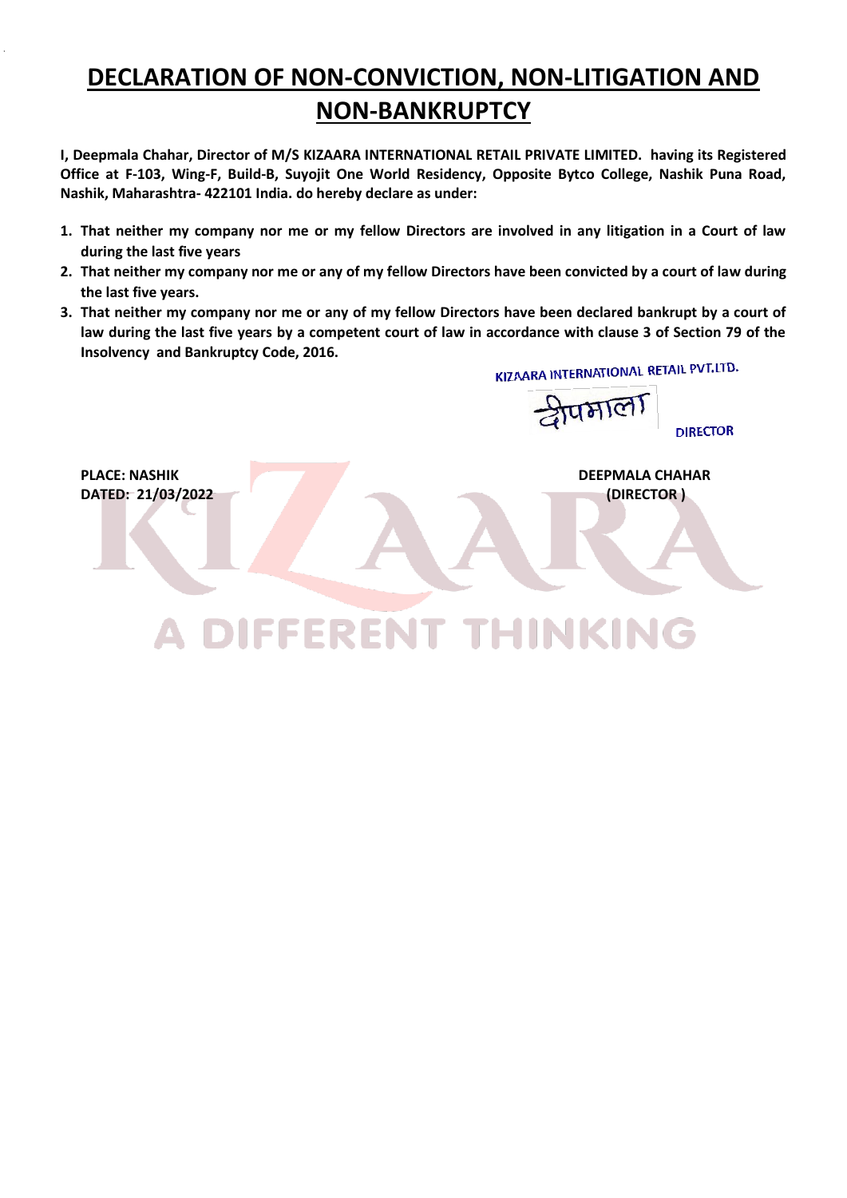# DECLARATION OF NON-CONVICTION, NON-LITIGATION AND NON-BANKRUPTCY

**I, Deepmala Chahar, Director of M/S KIZAARA INTERNATIONAL RETAIL PRIVATE LIMITED. having its Registered Office at F-103, Wing-F, Build-B, Suyojit One World Residency, Opposite Bytco College, Nashik Puna Road, Nashik, Maharashtra- 422101 India. do hereby declare as under:**

1. **That neither my company nor me or my fellow Directors are involved in any litigation in a Court of law during the last five years**
2. **That neither my company nor me or any of my fellow Directors have been convicted by a court of law during the last five years.**
3. **That neither my company nor me or any of my fellow Directors have been declared bankrupt by a court of law during the last five years by a competent court of law in accordance with clause 3 of Section 79 of the Insolvency and Bankruptcy Code, 2016.**

KIZAARA INTERNATIONAL RETAIL PVT.LTD.

दीपमाला

DIRECTOR

**PLACE: NASHIK**
**DATED: 21/03/2022**

**DEEPMALA CHAHAR**
**(DIRECTOR )**

KIZAARA

A DIFFERENT THINKING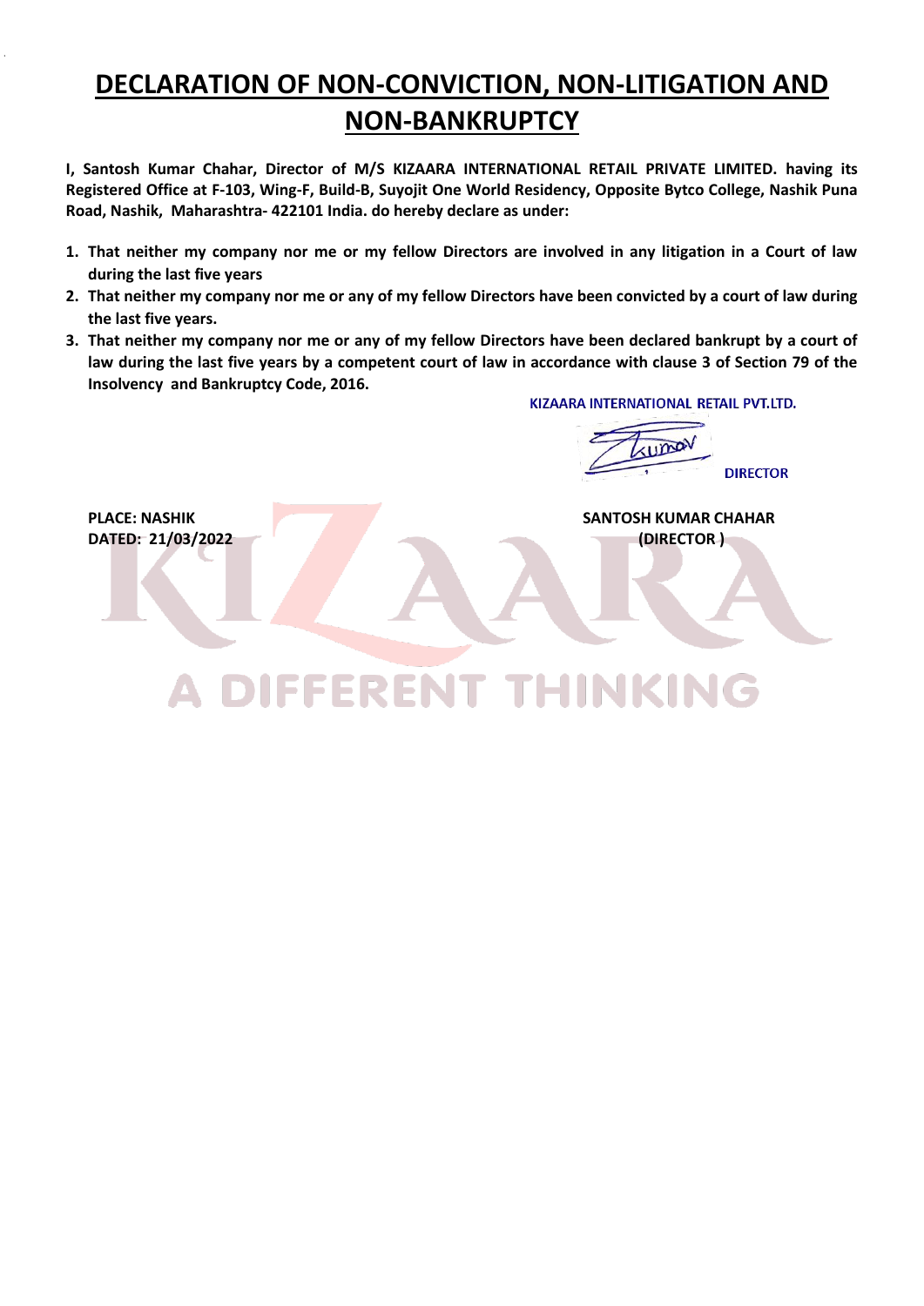# DECLARATION OF NON-CONVICTION, NON-LITIGATION AND NON-BANKRUPTCY

**I, Santosh Kumar Chahar, Director of M/S KIZAARA INTERNATIONAL RETAIL PRIVATE LIMITED. having its Registered Office at F-103, Wing-F, Build-B, Suyojit One World Residency, Opposite Bytco College, Nashik Puna Road, Nashik, Maharashtra- 422101 India. do hereby declare as under:**

1. **That neither my company nor me or my fellow Directors are involved in any litigation in a Court of law during the last five years**
2. **That neither my company nor me or any of my fellow Directors have been convicted by a court of law during the last five years.**
3. **That neither my company nor me or any of my fellow Directors have been declared bankrupt by a court of law during the last five years by a competent court of law in accordance with clause 3 of Section 79 of the Insolvency and Bankruptcy Code, 2016.**

KIZAARA INTERNATIONAL RETAIL PVT.LTD.

DIRECTOR

**PLACE: NASHIK**
**DATED: 21/03/2022**

**SANTOSH KUMAR CHAHAR**
**(DIRECTOR )**

KIZAARA
A DIFFERENT THINKING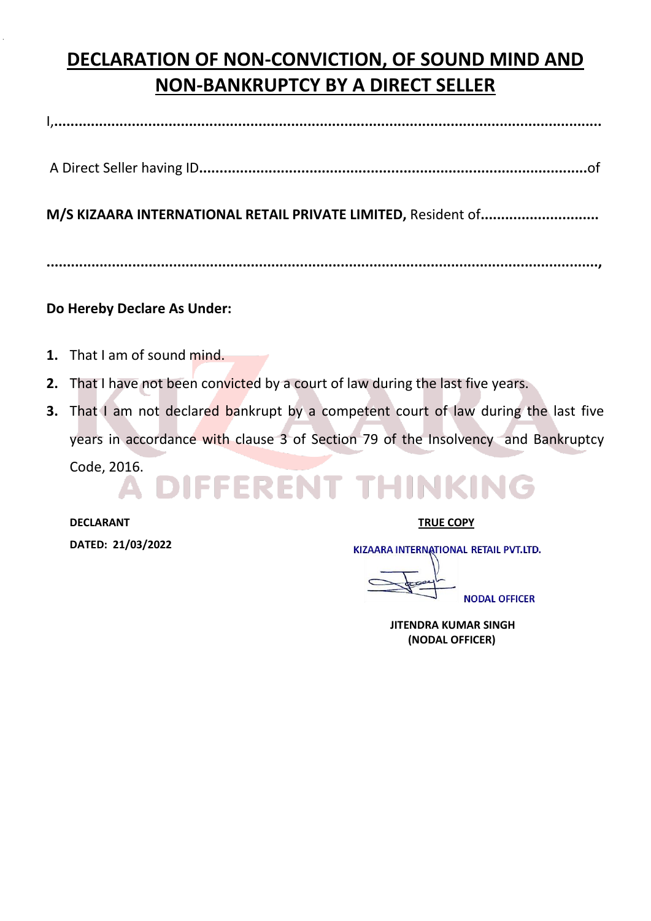# DECLARATION OF NON-CONVICTION, OF SOUND MIND AND NON-BANKRUPTCY BY A DIRECT SELLER

I,.......................................................................................................................................

A Direct Seller having ID.........................................................................................of

**M/S KIZAARA INTERNATIONAL RETAIL PRIVATE LIMITED,** Resident of............................

.......................................................................................................................................,

**Do Hereby Declare As Under:**

1. That I am of sound mind.
2. That I have not been convicted by a court of law during the last five years.
3. That I am not declared bankrupt by a competent court of law during the last five years in accordance with clause 3 of Section 79 of the Insolvency and Bankruptcy Code, 2016.

**DECLARANT**

**DATED: 21/03/2022**

**TRUE COPY**

KIZAARA INTERNATIONAL RETAIL PVT.LTD.

NODAL OFFICER

**JITENDRA KUMAR SINGH**
**(NODAL OFFICER)**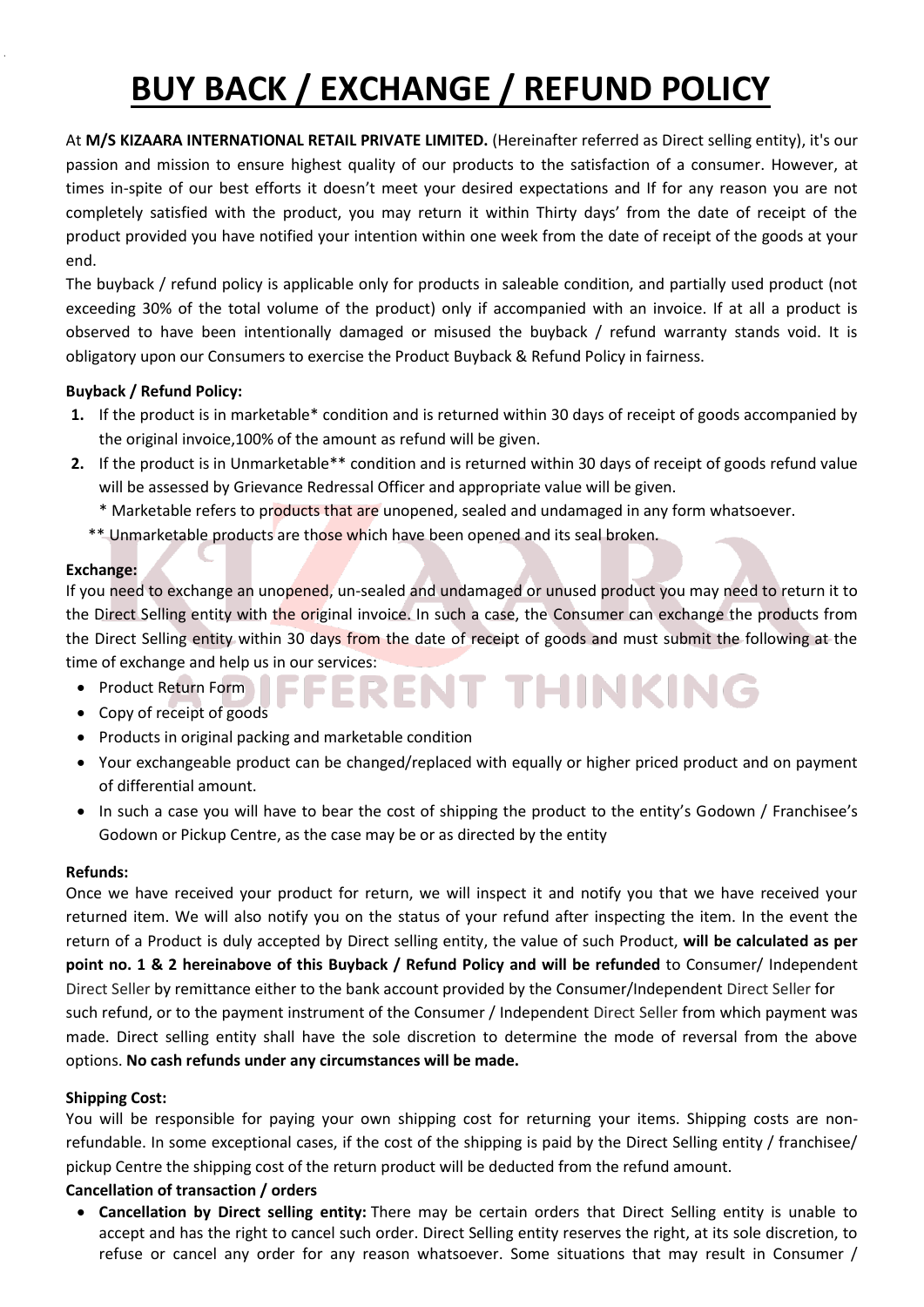# BUY BACK / EXCHANGE / REFUND POLICY

At **M/S KIZAARA INTERNATIONAL RETAIL PRIVATE LIMITED.** (Hereinafter referred as Direct selling entity), it's our passion and mission to ensure highest quality of our products to the satisfaction of a consumer. However, at times in-spite of our best efforts it doesn't meet your desired expectations and If for any reason you are not completely satisfied with the product, you may return it within Thirty days' from the date of receipt of the product provided you have notified your intention within one week from the date of receipt of the goods at your end.

The buyback / refund policy is applicable only for products in saleable condition, and partially used product (not exceeding 30% of the total volume of the product) only if accompanied with an invoice. If at all a product is observed to have been intentionally damaged or misused the buyback / refund warranty stands void. It is obligatory upon our Consumers to exercise the Product Buyback & Refund Policy in fairness.

**Buyback / Refund Policy:**

1. If the product is in marketable* condition and is returned within 30 days of receipt of goods accompanied by the original invoice,100% of the amount as refund will be given.
2. If the product is in Unmarketable** condition and is returned within 30 days of receipt of goods refund value will be assessed by Grievance Redressal Officer and appropriate value will be given.

   * Marketable refers to products that are unopened, sealed and undamaged in any form whatsoever.

   ** Unmarketable products are those which have been opened and its seal broken.

**Exchange:**

If you need to exchange an unopened, un-sealed and undamaged or unused product you may need to return it to the Direct Selling entity with the original invoice. In such a case, the Consumer can exchange the products from the Direct Selling entity within 30 days from the date of receipt of goods and must submit the following at the time of exchange and help us in our services:

- Product Return Form
- Copy of receipt of goods
- Products in original packing and marketable condition
- Your exchangeable product can be changed/replaced with equally or higher priced product and on payment of differential amount.
- In such a case you will have to bear the cost of shipping the product to the entity's Godown / Franchisee's Godown or Pickup Centre, as the case may be or as directed by the entity

**Refunds:**

Once we have received your product for return, we will inspect it and notify you that we have received your returned item. We will also notify you on the status of your refund after inspecting the item. In the event the return of a Product is duly accepted by Direct selling entity, the value of such Product, **will be calculated as per point no. 1 & 2 hereinabove of this Buyback / Refund Policy and will be refunded** to Consumer/ Independent Direct Seller by remittance either to the bank account provided by the Consumer/Independent Direct Seller for such refund, or to the payment instrument of the Consumer / Independent Direct Seller from which payment was made. Direct selling entity shall have the sole discretion to determine the mode of reversal from the above options. **No cash refunds under any circumstances will be made.**

**Shipping Cost:**

You will be responsible for paying your own shipping cost for returning your items. Shipping costs are non-refundable. In some exceptional cases, if the cost of the shipping is paid by the Direct Selling entity / franchisee/ pickup Centre the shipping cost of the return product will be deducted from the refund amount.

**Cancellation of transaction / orders**

- **Cancellation by Direct selling entity:** There may be certain orders that Direct Selling entity is unable to accept and has the right to cancel such order. Direct Selling entity reserves the right, at its sole discretion, to refuse or cancel any order for any reason whatsoever. Some situations that may result in Consumer /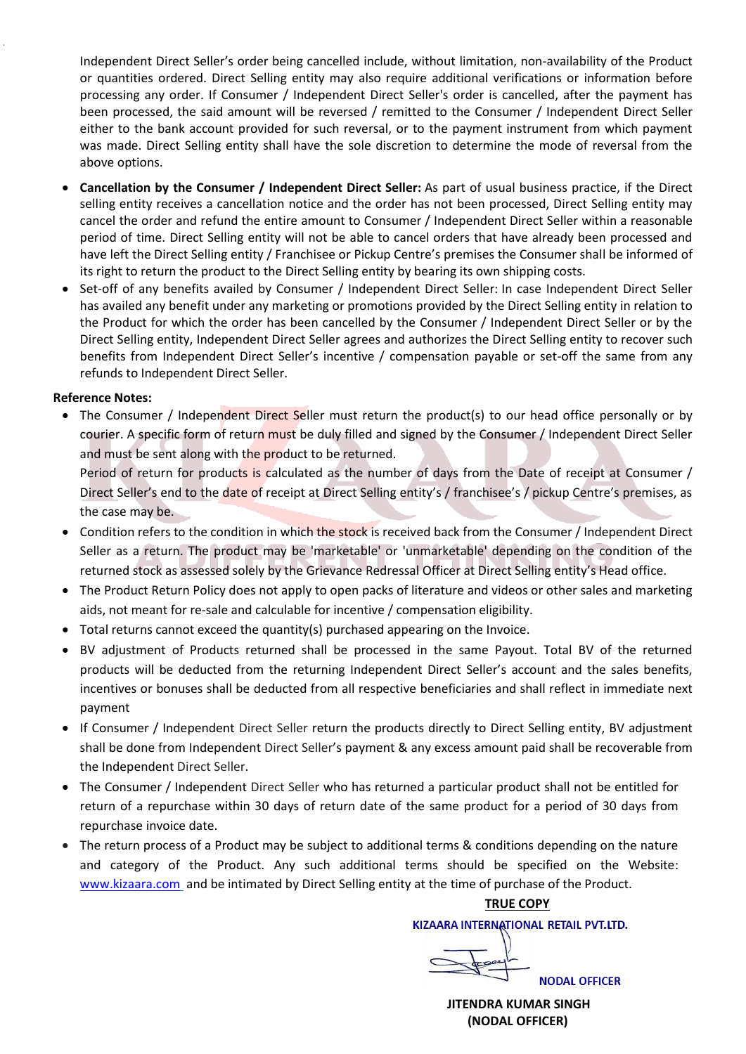Independent Direct Seller's order being cancelled include, without limitation, non-availability of the Product or quantities ordered. Direct Selling entity may also require additional verifications or information before processing any order. If Consumer / Independent Direct Seller's order is cancelled, after the payment has been processed, the said amount will be reversed / remitted to the Consumer / Independent Direct Seller either to the bank account provided for such reversal, or to the payment instrument from which payment was made. Direct Selling entity shall have the sole discretion to determine the mode of reversal from the above options.

- **Cancellation by the Consumer / Independent Direct Seller:** As part of usual business practice, if the Direct selling entity receives a cancellation notice and the order has not been processed, Direct Selling entity may cancel the order and refund the entire amount to Consumer / Independent Direct Seller within a reasonable period of time. Direct Selling entity will not be able to cancel orders that have already been processed and have left the Direct Selling entity / Franchisee or Pickup Centre's premises the Consumer shall be informed of its right to return the product to the Direct Selling entity by bearing its own shipping costs.
- Set-off of any benefits availed by Consumer / Independent Direct Seller: In case Independent Direct Seller has availed any benefit under any marketing or promotions provided by the Direct Selling entity in relation to the Product for which the order has been cancelled by the Consumer / Independent Direct Seller or by the Direct Selling entity, Independent Direct Seller agrees and authorizes the Direct Selling entity to recover such benefits from Independent Direct Seller's incentive / compensation payable or set-off the same from any refunds to Independent Direct Seller.

**Reference Notes:**

- The Consumer / Independent Direct Seller must return the product(s) to our head office personally or by courier. A specific form of return must be duly filled and signed by the Consumer / Independent Direct Seller and must be sent along with the product to be returned.
  Period of return for products is calculated as the number of days from the Date of receipt at Consumer / Direct Seller's end to the date of receipt at Direct Selling entity's / franchisee's / pickup Centre's premises, as the case may be.
- Condition refers to the condition in which the stock is received back from the Consumer / Independent Direct Seller as a return. The product may be 'marketable' or 'unmarketable' depending on the condition of the returned stock as assessed solely by the Grievance Redressal Officer at Direct Selling entity's Head office.
- The Product Return Policy does not apply to open packs of literature and videos or other sales and marketing aids, not meant for re-sale and calculable for incentive / compensation eligibility.
- Total returns cannot exceed the quantity(s) purchased appearing on the Invoice.
- BV adjustment of Products returned shall be processed in the same Payout. Total BV of the returned products will be deducted from the returning Independent Direct Seller's account and the sales benefits, incentives or bonuses shall be deducted from all respective beneficiaries and shall reflect in immediate next payment
- If Consumer / Independent Direct Seller return the products directly to Direct Selling entity, BV adjustment shall be done from Independent Direct Seller's payment & any excess amount paid shall be recoverable from the Independent Direct Seller.
- The Consumer / Independent Direct Seller who has returned a particular product shall not be entitled for return of a repurchase within 30 days of return date of the same product for a period of 30 days from repurchase invoice date.
- The return process of a Product may be subject to additional terms & conditions depending on the nature and category of the Product. Any such additional terms should be specified on the Website: www.kizaara.com and be intimated by Direct Selling entity at the time of purchase of the Product.

**TRUE COPY**

KIZAARA INTERNATIONAL RETAIL PVT.LTD.

NODAL OFFICER

**JITENDRA KUMAR SINGH**
**(NODAL OFFICER)**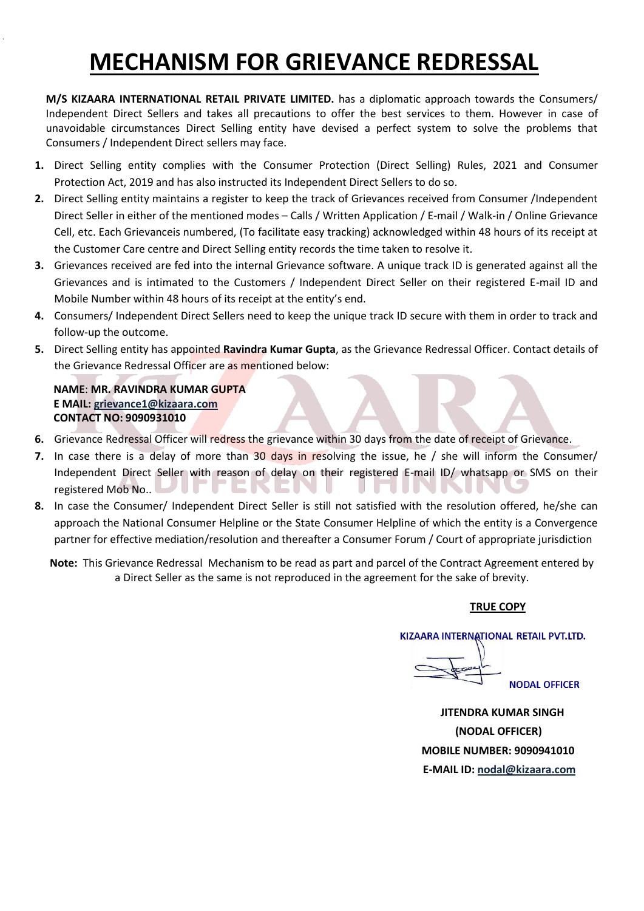# MECHANISM FOR GRIEVANCE REDRESSAL

**M/S KIZAARA INTERNATIONAL RETAIL PRIVATE LIMITED.** has a diplomatic approach towards the Consumers/ Independent Direct Sellers and takes all precautions to offer the best services to them. However in case of unavoidable circumstances Direct Selling entity have devised a perfect system to solve the problems that Consumers / Independent Direct sellers may face.

1. Direct Selling entity complies with the Consumer Protection (Direct Selling) Rules, 2021 and Consumer Protection Act, 2019 and has also instructed its Independent Direct Sellers to do so.
2. Direct Selling entity maintains a register to keep the track of Grievances received from Consumer /Independent Direct Seller in either of the mentioned modes – Calls / Written Application / E-mail / Walk-in / Online Grievance Cell, etc. Each Grievanceis numbered, (To facilitate easy tracking) acknowledged within 48 hours of its receipt at the Customer Care centre and Direct Selling entity records the time taken to resolve it.
3. Grievances received are fed into the internal Grievance software. A unique track ID is generated against all the Grievances and is intimated to the Customers / Independent Direct Seller on their registered E-mail ID and Mobile Number within 48 hours of its receipt at the entity's end.
4. Consumers/ Independent Direct Sellers need to keep the unique track ID secure with them in order to track and follow-up the outcome.
5. Direct Selling entity has appointed **Ravindra Kumar Gupta**, as the Grievance Redressal Officer. Contact details of the Grievance Redressal Officer are as mentioned below:

   **NAME**: **MR. RAVINDRA KUMAR GUPTA**
   **E MAIL: grievance1@kizaara.com**
   **CONTACT NO: 9090931010**

6. Grievance Redressal Officer will redress the grievance within 30 days from the date of receipt of Grievance.
7. In case there is a delay of more than 30 days in resolving the issue, he / she will inform the Consumer/ Independent Direct Seller with reason of delay on their registered E-mail ID/ whatsapp or SMS on their registered Mob No..
8. In case the Consumer/ Independent Direct Seller is still not satisfied with the resolution offered, he/she can approach the National Consumer Helpline or the State Consumer Helpline of which the entity is a Convergence partner for effective mediation/resolution and thereafter a Consumer Forum / Court of appropriate jurisdiction

**Note:** This Grievance Redressal Mechanism to be read as part and parcel of the Contract Agreement entered by a Direct Seller as the same is not reproduced in the agreement for the sake of brevity.

**TRUE COPY**

KIZAARA INTERNATIONAL RETAIL PVT.LTD.

NODAL OFFICER

**JITENDRA KUMAR SINGH**
**(NODAL OFFICER)**
**MOBILE NUMBER: 9090941010**
**E-MAIL ID: nodal@kizaara.com**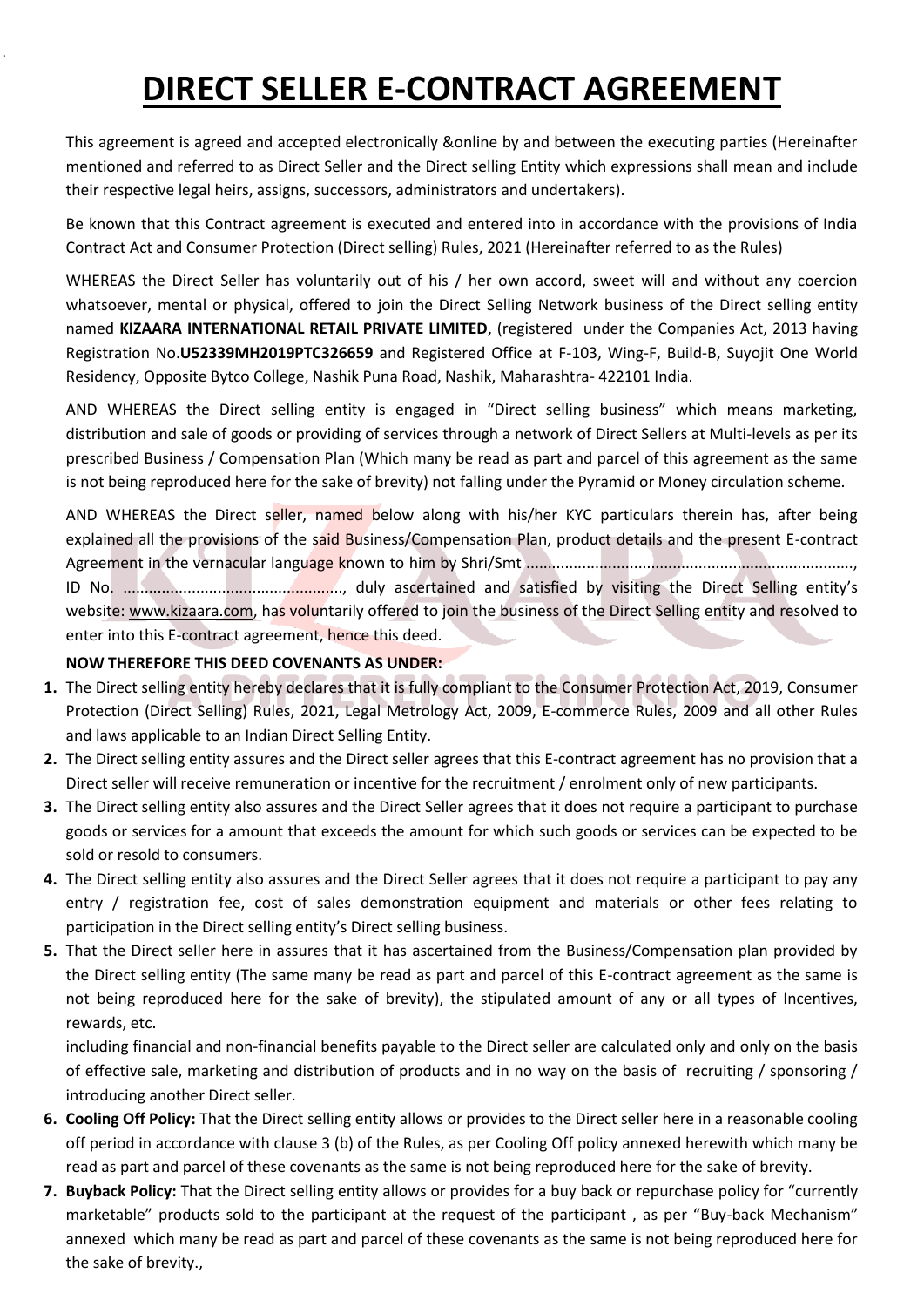# DIRECT SELLER E-CONTRACT AGREEMENT

This agreement is agreed and accepted electronically &online by and between the executing parties (Hereinafter mentioned and referred to as Direct Seller and the Direct selling Entity which expressions shall mean and include their respective legal heirs, assigns, successors, administrators and undertakers).

Be known that this Contract agreement is executed and entered into in accordance with the provisions of India Contract Act and Consumer Protection (Direct selling) Rules, 2021 (Hereinafter referred to as the Rules)

WHEREAS the Direct Seller has voluntarily out of his / her own accord, sweet will and without any coercion whatsoever, mental or physical, offered to join the Direct Selling Network business of the Direct selling entity named **KIZAARA INTERNATIONAL RETAIL PRIVATE LIMITED**, (registered under the Companies Act, 2013 having Registration No.**U52339MH2019PTC326659** and Registered Office at F-103, Wing-F, Build-B, Suyojit One World Residency, Opposite Bytco College, Nashik Puna Road, Nashik, Maharashtra- 422101 India.

AND WHEREAS the Direct selling entity is engaged in "Direct selling business" which means marketing, distribution and sale of goods or providing of services through a network of Direct Sellers at Multi-levels as per its prescribed Business / Compensation Plan (Which many be read as part and parcel of this agreement as the same is not being reproduced here for the sake of brevity) not falling under the Pyramid or Money circulation scheme.

AND WHEREAS the Direct seller, named below along with his/her KYC particulars therein has, after being explained all the provisions of the said Business/Compensation Plan, product details and the present E-contract Agreement in the vernacular language known to him by Shri/Smt ..........................................................................., ID No. ..................................................., duly ascertained and satisfied by visiting the Direct Selling entity's website: www.kizaara.com, has voluntarily offered to join the business of the Direct Selling entity and resolved to enter into this E-contract agreement, hence this deed.

**NOW THEREFORE THIS DEED COVENANTS AS UNDER:**

1. The Direct selling entity hereby declares that it is fully compliant to the Consumer Protection Act, 2019, Consumer Protection (Direct Selling) Rules, 2021, Legal Metrology Act, 2009, E-commerce Rules, 2009 and all other Rules and laws applicable to an Indian Direct Selling Entity.
2. The Direct selling entity assures and the Direct seller agrees that this E-contract agreement has no provision that a Direct seller will receive remuneration or incentive for the recruitment / enrolment only of new participants.
3. The Direct selling entity also assures and the Direct Seller agrees that it does not require a participant to purchase goods or services for a amount that exceeds the amount for which such goods or services can be expected to be sold or resold to consumers.
4. The Direct selling entity also assures and the Direct Seller agrees that it does not require a participant to pay any entry / registration fee, cost of sales demonstration equipment and materials or other fees relating to participation in the Direct selling entity's Direct selling business.
5. That the Direct seller here in assures that it has ascertained from the Business/Compensation plan provided by the Direct selling entity (The same many be read as part and parcel of this E-contract agreement as the same is not being reproduced here for the sake of brevity), the stipulated amount of any or all types of Incentives, rewards, etc.

   including financial and non-financial benefits payable to the Direct seller are calculated only and only on the basis of effective sale, marketing and distribution of products and in no way on the basis of recruiting / sponsoring / introducing another Direct seller.
6. **Cooling Off Policy:** That the Direct selling entity allows or provides to the Direct seller here in a reasonable cooling off period in accordance with clause 3 (b) of the Rules, as per Cooling Off policy annexed herewith which many be read as part and parcel of these covenants as the same is not being reproduced here for the sake of brevity.
7. **Buyback Policy:** That the Direct selling entity allows or provides for a buy back or repurchase policy for "currently marketable" products sold to the participant at the request of the participant , as per "Buy-back Mechanism" annexed which many be read as part and parcel of these covenants as the same is not being reproduced here for the sake of brevity.,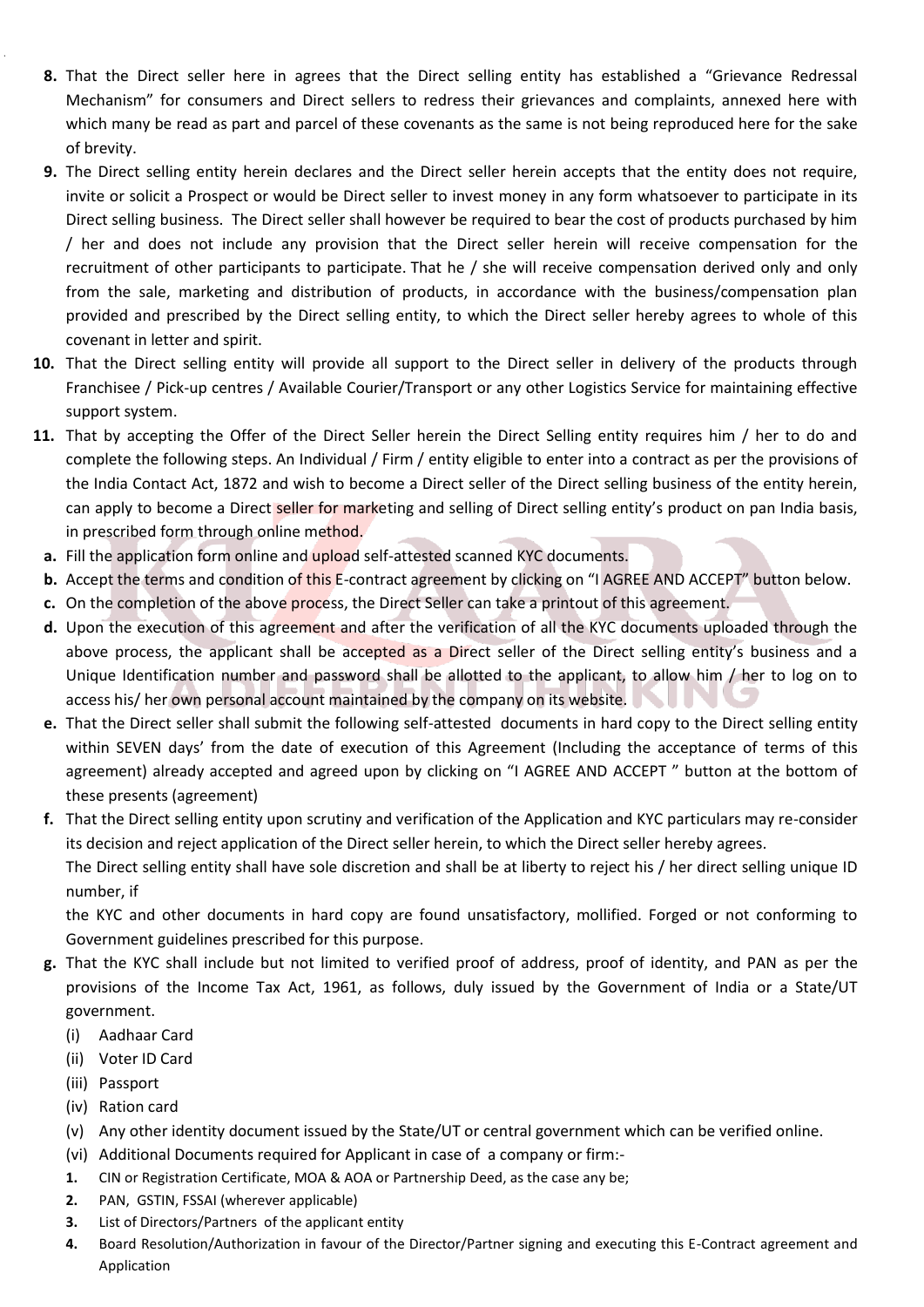8. That the Direct seller here in agrees that the Direct selling entity has established a "Grievance Redressal Mechanism" for consumers and Direct sellers to redress their grievances and complaints, annexed here with which many be read as part and parcel of these covenants as the same is not being reproduced here for the sake of brevity.

9. The Direct selling entity herein declares and the Direct seller herein accepts that the entity does not require, invite or solicit a Prospect or would be Direct seller to invest money in any form whatsoever to participate in its Direct selling business. The Direct seller shall however be required to bear the cost of products purchased by him / her and does not include any provision that the Direct seller herein will receive compensation for the recruitment of other participants to participate. That he / she will receive compensation derived only and only from the sale, marketing and distribution of products, in accordance with the business/compensation plan provided and prescribed by the Direct selling entity, to which the Direct seller hereby agrees to whole of this covenant in letter and spirit.

10. That the Direct selling entity will provide all support to the Direct seller in delivery of the products through Franchisee / Pick-up centres / Available Courier/Transport or any other Logistics Service for maintaining effective support system.

11. That by accepting the Offer of the Direct Seller herein the Direct Selling entity requires him / her to do and complete the following steps. An Individual / Firm / entity eligible to enter into a contract as per the provisions of the India Contact Act, 1872 and wish to become a Direct seller of the Direct selling business of the entity herein, can apply to become a Direct seller for marketing and selling of Direct selling entity's product on pan India basis, in prescribed form through online method.

  a. Fill the application form online and upload self-attested scanned KYC documents.
  b. Accept the terms and condition of this E-contract agreement by clicking on "I AGREE AND ACCEPT" button below.
  c. On the completion of the above process, the Direct Seller can take a printout of this agreement.
  d. Upon the execution of this agreement and after the verification of all the KYC documents uploaded through the above process, the applicant shall be accepted as a Direct seller of the Direct selling entity's business and a Unique Identification number and password shall be allotted to the applicant, to allow him / her to log on to access his/ her own personal account maintained by the company on its website.
  e. That the Direct seller shall submit the following self-attested documents in hard copy to the Direct selling entity within SEVEN days' from the date of execution of this Agreement (Including the acceptance of terms of this agreement) already accepted and agreed upon by clicking on "I AGREE AND ACCEPT " button at the bottom of these presents (agreement)
  f. That the Direct selling entity upon scrutiny and verification of the Application and KYC particulars may re-consider its decision and reject application of the Direct seller herein, to which the Direct seller hereby agrees.
     The Direct selling entity shall have sole discretion and shall be at liberty to reject his / her direct selling unique ID number, if
     the KYC and other documents in hard copy are found unsatisfactory, mollified. Forged or not conforming to Government guidelines prescribed for this purpose.
  g. That the KYC shall include but not limited to verified proof of address, proof of identity, and PAN as per the provisions of the Income Tax Act, 1961, as follows, duly issued by the Government of India or a State/UT government.
     (i) Aadhaar Card
     (ii) Voter ID Card
     (iii) Passport
     (iv) Ration card
     (v) Any other identity document issued by the State/UT or central government which can be verified online.
     (vi) Additional Documents required for Applicant in case of a company or firm:-
     1. CIN or Registration Certificate, MOA & AOA or Partnership Deed, as the case any be;
     2. PAN, GSTIN, FSSAI (wherever applicable)
     3. List of Directors/Partners of the applicant entity
     4. Board Resolution/Authorization in favour of the Director/Partner signing and executing this E-Contract agreement and Application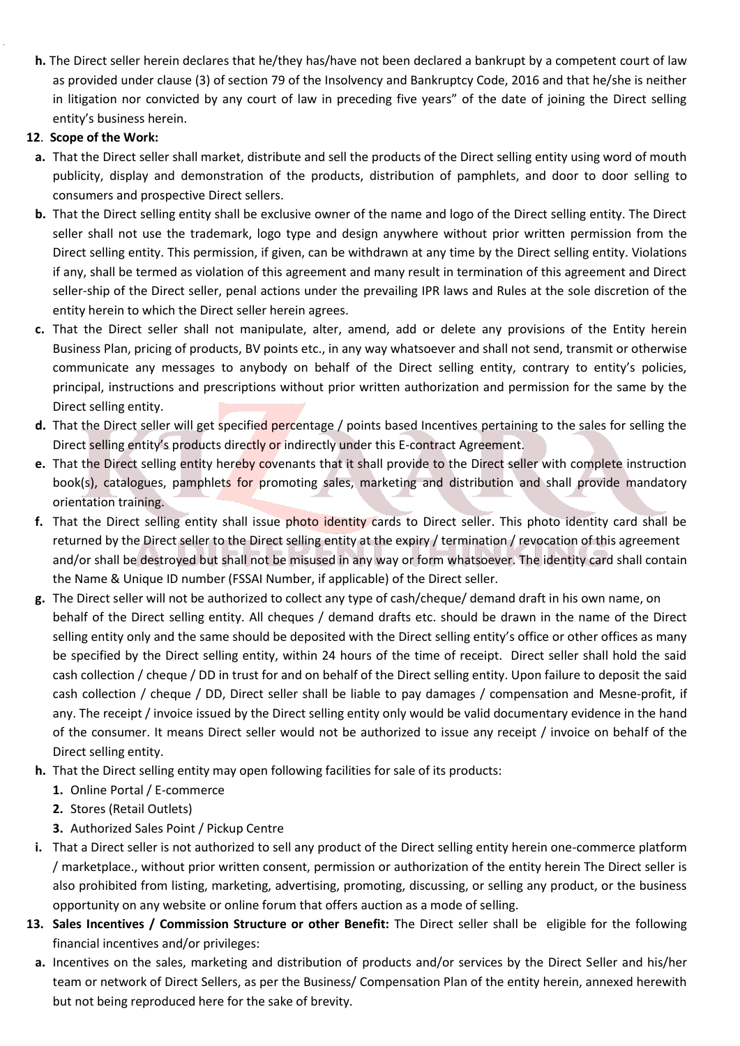**h.** The Direct seller herein declares that he/they has/have not been declared a bankrupt by a competent court of law as provided under clause (3) of section 79 of the Insolvency and Bankruptcy Code, 2016 and that he/she is neither in litigation nor convicted by any court of law in preceding five years" of the date of joining the Direct selling entity's business herein.

**12**. **Scope of the Work:**

**a.** That the Direct seller shall market, distribute and sell the products of the Direct selling entity using word of mouth publicity, display and demonstration of the products, distribution of pamphlets, and door to door selling to consumers and prospective Direct sellers.

**b.** That the Direct selling entity shall be exclusive owner of the name and logo of the Direct selling entity. The Direct seller shall not use the trademark, logo type and design anywhere without prior written permission from the Direct selling entity. This permission, if given, can be withdrawn at any time by the Direct selling entity. Violations if any, shall be termed as violation of this agreement and many result in termination of this agreement and Direct seller-ship of the Direct seller, penal actions under the prevailing IPR laws and Rules at the sole discretion of the entity herein to which the Direct seller herein agrees.

**c.** That the Direct seller shall not manipulate, alter, amend, add or delete any provisions of the Entity herein Business Plan, pricing of products, BV points etc., in any way whatsoever and shall not send, transmit or otherwise communicate any messages to anybody on behalf of the Direct selling entity, contrary to entity's policies, principal, instructions and prescriptions without prior written authorization and permission for the same by the Direct selling entity.

**d.** That the Direct seller will get specified percentage / points based Incentives pertaining to the sales for selling the Direct selling entity's products directly or indirectly under this E-contract Agreement.

**e.** That the Direct selling entity hereby covenants that it shall provide to the Direct seller with complete instruction book(s), catalogues, pamphlets for promoting sales, marketing and distribution and shall provide mandatory orientation training.

**f.** That the Direct selling entity shall issue photo identity cards to Direct seller. This photo identity card shall be returned by the Direct seller to the Direct selling entity at the expiry / termination / revocation of this agreement and/or shall be destroyed but shall not be misused in any way or form whatsoever. The identity card shall contain the Name & Unique ID number (FSSAI Number, if applicable) of the Direct seller.

**g.** The Direct seller will not be authorized to collect any type of cash/cheque/ demand draft in his own name, on behalf of the Direct selling entity. All cheques / demand drafts etc. should be drawn in the name of the Direct selling entity only and the same should be deposited with the Direct selling entity's office or other offices as many be specified by the Direct selling entity, within 24 hours of the time of receipt. Direct seller shall hold the said cash collection / cheque / DD in trust for and on behalf of the Direct selling entity. Upon failure to deposit the said cash collection / cheque / DD, Direct seller shall be liable to pay damages / compensation and Mesne-profit, if any. The receipt / invoice issued by the Direct selling entity only would be valid documentary evidence in the hand of the consumer. It means Direct seller would not be authorized to issue any receipt / invoice on behalf of the Direct selling entity.

**h.** That the Direct selling entity may open following facilities for sale of its products:

1. Online Portal / E-commerce
2. Stores (Retail Outlets)
3. Authorized Sales Point / Pickup Centre

**i.** That a Direct seller is not authorized to sell any product of the Direct selling entity herein one-commerce platform / marketplace., without prior written consent, permission or authorization of the entity herein The Direct seller is also prohibited from listing, marketing, advertising, promoting, discussing, or selling any product, or the business opportunity on any website or online forum that offers auction as a mode of selling.

**13. Sales Incentives / Commission Structure or other Benefit:** The Direct seller shall be eligible for the following financial incentives and/or privileges:

**a.** Incentives on the sales, marketing and distribution of products and/or services by the Direct Seller and his/her team or network of Direct Sellers, as per the Business/ Compensation Plan of the entity herein, annexed herewith but not being reproduced here for the sake of brevity.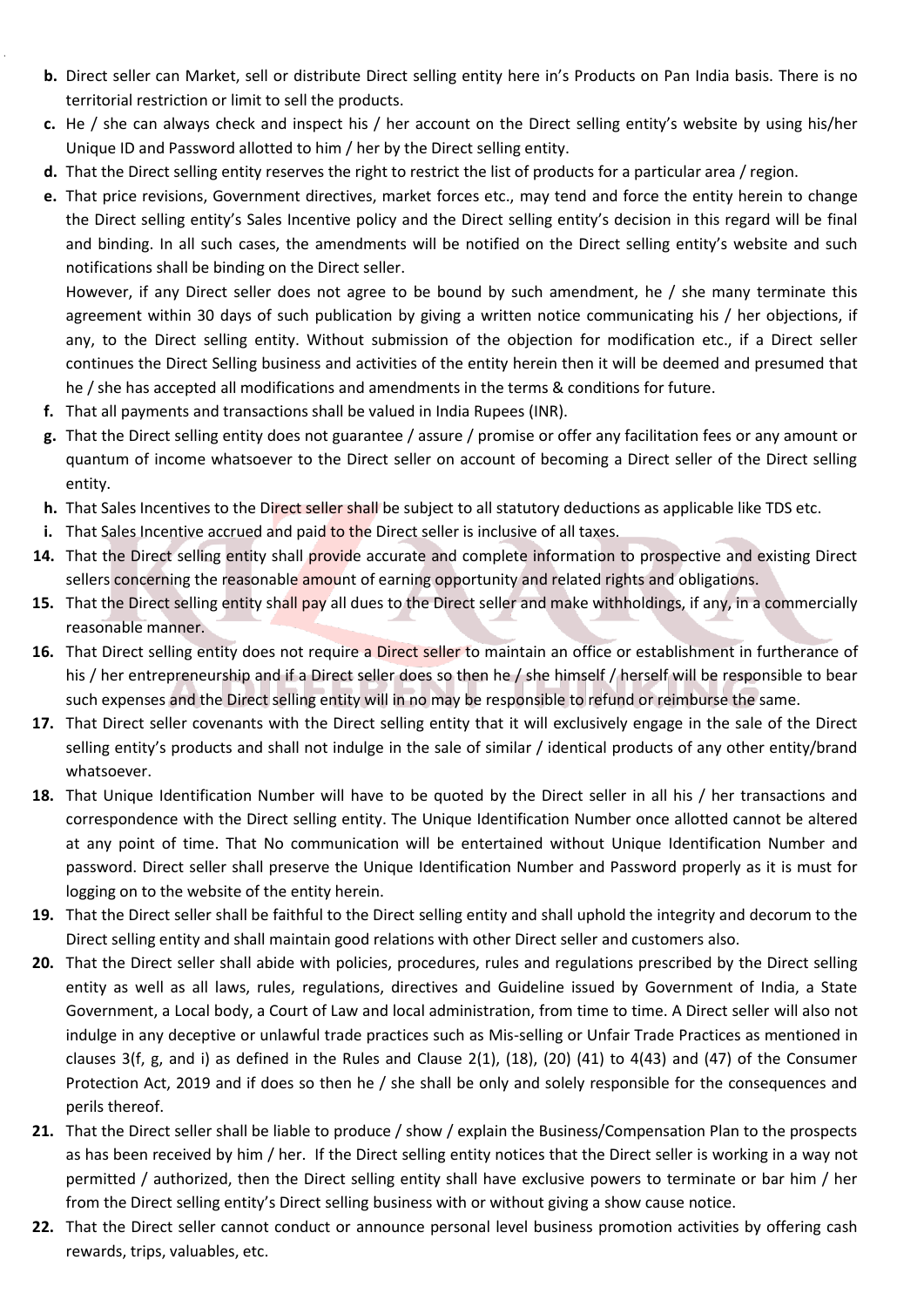b. Direct seller can Market, sell or distribute Direct selling entity here in's Products on Pan India basis. There is no territorial restriction or limit to sell the products.

c. He / she can always check and inspect his / her account on the Direct selling entity's website by using his/her Unique ID and Password allotted to him / her by the Direct selling entity.

d. That the Direct selling entity reserves the right to restrict the list of products for a particular area / region.

e. That price revisions, Government directives, market forces etc., may tend and force the entity herein to change the Direct selling entity's Sales Incentive policy and the Direct selling entity's decision in this regard will be final and binding. In all such cases, the amendments will be notified on the Direct selling entity's website and such notifications shall be binding on the Direct seller.

   However, if any Direct seller does not agree to be bound by such amendment, he / she many terminate this agreement within 30 days of such publication by giving a written notice communicating his / her objections, if any, to the Direct selling entity. Without submission of the objection for modification etc., if a Direct seller continues the Direct Selling business and activities of the entity herein then it will be deemed and presumed that he / she has accepted all modifications and amendments in the terms & conditions for future.

f. That all payments and transactions shall be valued in India Rupees (INR).

g. That the Direct selling entity does not guarantee / assure / promise or offer any facilitation fees or any amount or quantum of income whatsoever to the Direct seller on account of becoming a Direct seller of the Direct selling entity.

h. That Sales Incentives to the Direct seller shall be subject to all statutory deductions as applicable like TDS etc.

i. That Sales Incentive accrued and paid to the Direct seller is inclusive of all taxes.

14. That the Direct selling entity shall provide accurate and complete information to prospective and existing Direct sellers concerning the reasonable amount of earning opportunity and related rights and obligations.

15. That the Direct selling entity shall pay all dues to the Direct seller and make withholdings, if any, in a commercially reasonable manner.

16. That Direct selling entity does not require a Direct seller to maintain an office or establishment in furtherance of his / her entrepreneurship and if a Direct seller does so then he / she himself / herself will be responsible to bear such expenses and the Direct selling entity will in no may be responsible to refund or reimburse the same.

17. That Direct seller covenants with the Direct selling entity that it will exclusively engage in the sale of the Direct selling entity's products and shall not indulge in the sale of similar / identical products of any other entity/brand whatsoever.

18. That Unique Identification Number will have to be quoted by the Direct seller in all his / her transactions and correspondence with the Direct selling entity. The Unique Identification Number once allotted cannot be altered at any point of time. That No communication will be entertained without Unique Identification Number and password. Direct seller shall preserve the Unique Identification Number and Password properly as it is must for logging on to the website of the entity herein.

19. That the Direct seller shall be faithful to the Direct selling entity and shall uphold the integrity and decorum to the Direct selling entity and shall maintain good relations with other Direct seller and customers also.

20. That the Direct seller shall abide with policies, procedures, rules and regulations prescribed by the Direct selling entity as well as all laws, rules, regulations, directives and Guideline issued by Government of India, a State Government, a Local body, a Court of Law and local administration, from time to time. A Direct seller will also not indulge in any deceptive or unlawful trade practices such as Mis-selling or Unfair Trade Practices as mentioned in clauses 3(f, g, and i) as defined in the Rules and Clause 2(1), (18), (20) (41) to 4(43) and (47) of the Consumer Protection Act, 2019 and if does so then he / she shall be only and solely responsible for the consequences and perils thereof.

21. That the Direct seller shall be liable to produce / show / explain the Business/Compensation Plan to the prospects as has been received by him / her. If the Direct selling entity notices that the Direct seller is working in a way not permitted / authorized, then the Direct selling entity shall have exclusive powers to terminate or bar him / her from the Direct selling entity's Direct selling business with or without giving a show cause notice.

22. That the Direct seller cannot conduct or announce personal level business promotion activities by offering cash rewards, trips, valuables, etc.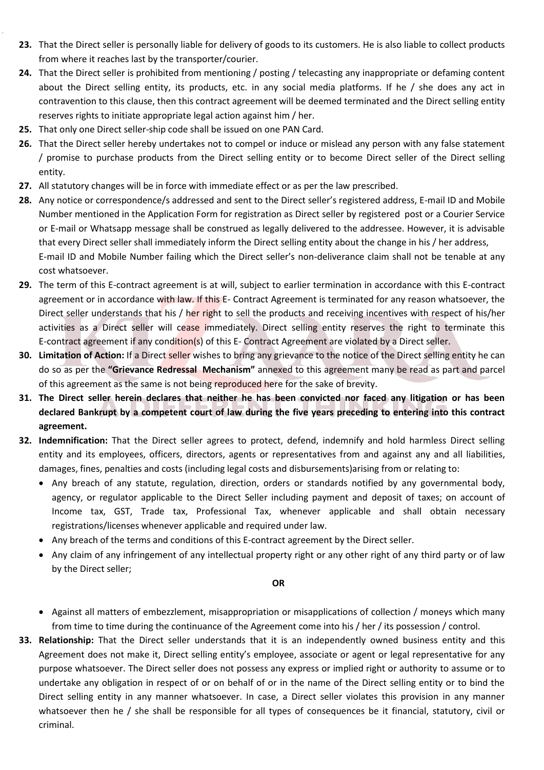23. That the Direct seller is personally liable for delivery of goods to its customers. He is also liable to collect products from where it reaches last by the transporter/courier.
24. That the Direct seller is prohibited from mentioning / posting / telecasting any inappropriate or defaming content about the Direct selling entity, its products, etc. in any social media platforms. If he / she does any act in contravention to this clause, then this contract agreement will be deemed terminated and the Direct selling entity reserves rights to initiate appropriate legal action against him / her.
25. That only one Direct seller-ship code shall be issued on one PAN Card.
26. That the Direct seller hereby undertakes not to compel or induce or mislead any person with any false statement / promise to purchase products from the Direct selling entity or to become Direct seller of the Direct selling entity.
27. All statutory changes will be in force with immediate effect or as per the law prescribed.
28. Any notice or correspondence/s addressed and sent to the Direct seller's registered address, E-mail ID and Mobile Number mentioned in the Application Form for registration as Direct seller by registered post or a Courier Service or E-mail or Whatsapp message shall be construed as legally delivered to the addressee. However, it is advisable that every Direct seller shall immediately inform the Direct selling entity about the change in his / her address, E-mail ID and Mobile Number failing which the Direct seller's non-deliverance claim shall not be tenable at any cost whatsoever.
29. The term of this E-contract agreement is at will, subject to earlier termination in accordance with this E-contract agreement or in accordance with law. If this E- Contract Agreement is terminated for any reason whatsoever, the Direct seller understands that his / her right to sell the products and receiving incentives with respect of his/her activities as a Direct seller will cease immediately. Direct selling entity reserves the right to terminate this E-contract agreement if any condition(s) of this E- Contract Agreement are violated by a Direct seller.
30. **Limitation of Action:** If a Direct seller wishes to bring any grievance to the notice of the Direct selling entity he can do so as per the **"Grievance Redressal Mechanism"** annexed to this agreement many be read as part and parcel of this agreement as the same is not being reproduced here for the sake of brevity.
31. **The Direct seller herein declares that neither he has been convicted nor faced any litigation or has been declared Bankrupt by a competent court of law during the five years preceding to entering into this contract agreement.**
32. **Indemnification:** That the Direct seller agrees to protect, defend, indemnify and hold harmless Direct selling entity and its employees, officers, directors, agents or representatives from and against any and all liabilities, damages, fines, penalties and costs (including legal costs and disbursements)arising from or relating to:
    - Any breach of any statute, regulation, direction, orders or standards notified by any governmental body, agency, or regulator applicable to the Direct Seller including payment and deposit of taxes; on account of Income tax, GST, Trade tax, Professional Tax, whenever applicable and shall obtain necessary registrations/licenses whenever applicable and required under law.
    - Any breach of the terms and conditions of this E-contract agreement by the Direct seller.
    - Any claim of any infringement of any intellectual property right or any other right of any third party or of law by the Direct seller;

    **OR**

    - Against all matters of embezzlement, misappropriation or misapplications of collection / moneys which many from time to time during the continuance of the Agreement come into his / her / its possession / control.
33. **Relationship:** That the Direct seller understands that it is an independently owned business entity and this Agreement does not make it, Direct selling entity's employee, associate or agent or legal representative for any purpose whatsoever. The Direct seller does not possess any express or implied right or authority to assume or to undertake any obligation in respect of or on behalf of or in the name of the Direct selling entity or to bind the Direct selling entity in any manner whatsoever. In case, a Direct seller violates this provision in any manner whatsoever then he / she shall be responsible for all types of consequences be it financial, statutory, civil or criminal.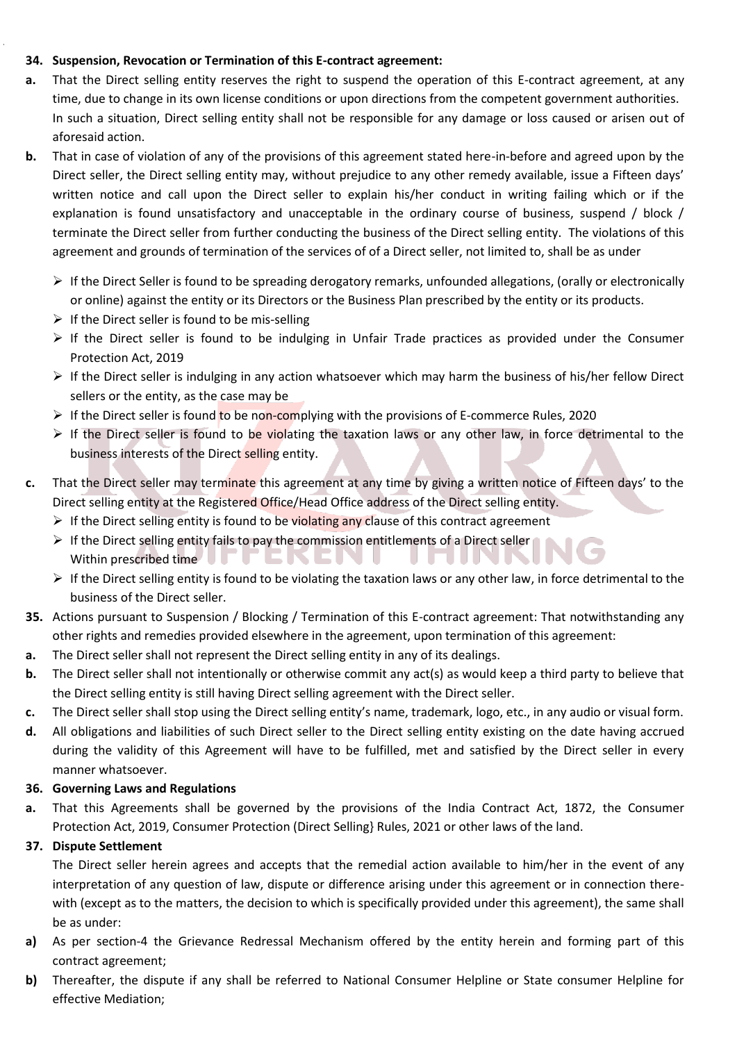**34. Suspension, Revocation or Termination of this E-contract agreement:**

**a.** That the Direct selling entity reserves the right to suspend the operation of this E-contract agreement, at any time, due to change in its own license conditions or upon directions from the competent government authorities. In such a situation, Direct selling entity shall not be responsible for any damage or loss caused or arisen out of aforesaid action.

**b.** That in case of violation of any of the provisions of this agreement stated here-in-before and agreed upon by the Direct seller, the Direct selling entity may, without prejudice to any other remedy available, issue a Fifteen days' written notice and call upon the Direct seller to explain his/her conduct in writing failing which or if the explanation is found unsatisfactory and unacceptable in the ordinary course of business, suspend / block / terminate the Direct seller from further conducting the business of the Direct selling entity. The violations of this agreement and grounds of termination of the services of of a Direct seller, not limited to, shall be as under

- If the Direct Seller is found to be spreading derogatory remarks, unfounded allegations, (orally or electronically or online) against the entity or its Directors or the Business Plan prescribed by the entity or its products.
- If the Direct seller is found to be mis-selling
- If the Direct seller is found to be indulging in Unfair Trade practices as provided under the Consumer Protection Act, 2019
- If the Direct seller is indulging in any action whatsoever which may harm the business of his/her fellow Direct sellers or the entity, as the case may be
- If the Direct seller is found to be non-complying with the provisions of E-commerce Rules, 2020
- If the Direct seller is found to be violating the taxation laws or any other law, in force detrimental to the business interests of the Direct selling entity.

**c.** That the Direct seller may terminate this agreement at any time by giving a written notice of Fifteen days' to the Direct selling entity at the Registered Office/Head Office address of the Direct selling entity.

- If the Direct selling entity is found to be violating any clause of this contract agreement
- If the Direct selling entity fails to pay the commission entitlements of a Direct seller Within prescribed time
- If the Direct selling entity is found to be violating the taxation laws or any other law, in force detrimental to the business of the Direct seller.

**35.** Actions pursuant to Suspension / Blocking / Termination of this E-contract agreement: That notwithstanding any other rights and remedies provided elsewhere in the agreement, upon termination of this agreement:

**a.** The Direct seller shall not represent the Direct selling entity in any of its dealings.

**b.** The Direct seller shall not intentionally or otherwise commit any act(s) as would keep a third party to believe that the Direct selling entity is still having Direct selling agreement with the Direct seller.

**c.** The Direct seller shall stop using the Direct selling entity's name, trademark, logo, etc., in any audio or visual form.

**d.** All obligations and liabilities of such Direct seller to the Direct selling entity existing on the date having accrued during the validity of this Agreement will have to be fulfilled, met and satisfied by the Direct seller in every manner whatsoever.

**36. Governing Laws and Regulations**

**a.** That this Agreements shall be governed by the provisions of the India Contract Act, 1872, the Consumer Protection Act, 2019, Consumer Protection (Direct Selling} Rules, 2021 or other laws of the land.

**37. Dispute Settlement**

The Direct seller herein agrees and accepts that the remedial action available to him/her in the event of any interpretation of any question of law, dispute or difference arising under this agreement or in connection there-with (except as to the matters, the decision to which is specifically provided under this agreement), the same shall be as under:

**a)** As per section-4 the Grievance Redressal Mechanism offered by the entity herein and forming part of this contract agreement;

**b)** Thereafter, the dispute if any shall be referred to National Consumer Helpline or State consumer Helpline for effective Mediation;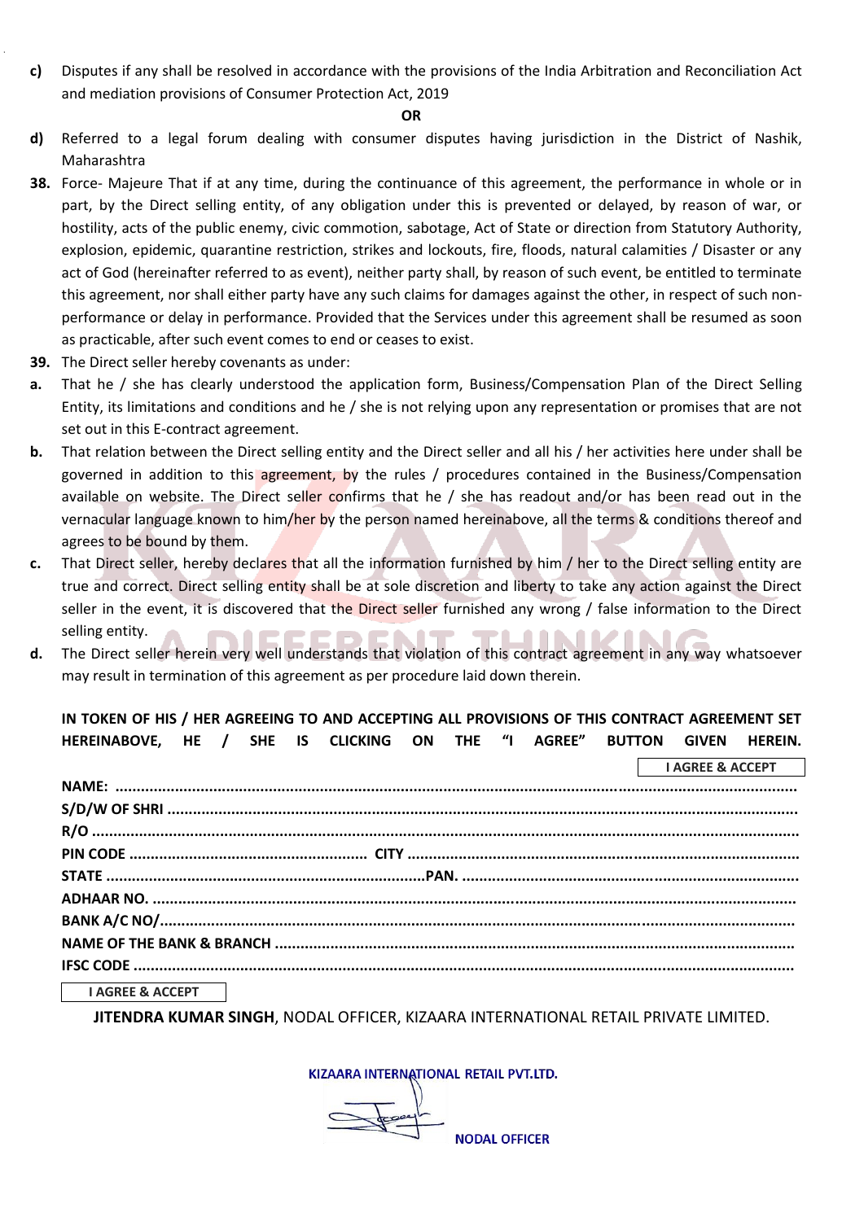**c)** Disputes if any shall be resolved in accordance with the provisions of the India Arbitration and Reconciliation Act and mediation provisions of Consumer Protection Act, 2019

**OR**

**d)** Referred to a legal forum dealing with consumer disputes having jurisdiction in the District of Nashik, Maharashtra

**38.** Force- Majeure That if at any time, during the continuance of this agreement, the performance in whole or in part, by the Direct selling entity, of any obligation under this is prevented or delayed, by reason of war, or hostility, acts of the public enemy, civic commotion, sabotage, Act of State or direction from Statutory Authority, explosion, epidemic, quarantine restriction, strikes and lockouts, fire, floods, natural calamities / Disaster or any act of God (hereinafter referred to as event), neither party shall, by reason of such event, be entitled to terminate this agreement, nor shall either party have any such claims for damages against the other, in respect of such non-performance or delay in performance. Provided that the Services under this agreement shall be resumed as soon as practicable, after such event comes to end or ceases to exist.

**39.** The Direct seller hereby covenants as under:

**a.** That he / she has clearly understood the application form, Business/Compensation Plan of the Direct Selling Entity, its limitations and conditions and he / she is not relying upon any representation or promises that are not set out in this E-contract agreement.

**b.** That relation between the Direct selling entity and the Direct seller and all his / her activities here under shall be governed in addition to this agreement, by the rules / procedures contained in the Business/Compensation available on website. The Direct seller confirms that he / she has readout and/or has been read out in the vernacular language known to him/her by the person named hereinabove, all the terms & conditions thereof and agrees to be bound by them.

**c.** That Direct seller, hereby declares that all the information furnished by him / her to the Direct selling entity are true and correct. Direct selling entity shall be at sole discretion and liberty to take any action against the Direct seller in the event, it is discovered that the Direct seller furnished any wrong / false information to the Direct selling entity.

**d.** The Direct seller herein very well understands that violation of this contract agreement in any way whatsoever may result in termination of this agreement as per procedure laid down therein.

**IN TOKEN OF HIS / HER AGREEING TO AND ACCEPTING ALL PROVISIONS OF THIS CONTRACT AGREEMENT SET HEREINABOVE, HE / SHE IS CLICKING ON THE "I AGREE" BUTTON GIVEN HEREIN.**

**I AGREE & ACCEPT**

**NAME:** ..........................................................................................................................................

**S/D/W OF SHRI** ..............................................................................................................................

**R/O** ..................................................................................................................................................

**PIN CODE** ...................................................... **CITY** ..........................................................................

**STATE** .........................................................................**PAN.** ..........................................................................

**ADHAAR NO.** ..................................................................................................................................

**BANK A/C NO/**................................................................................................................................

**NAME OF THE BANK & BRANCH** ........................................................................................................

**IFSC CODE** .......................................................................................................................................

**I AGREE & ACCEPT**

**JITENDRA KUMAR SINGH**, NODAL OFFICER, KIZAARA INTERNATIONAL RETAIL PRIVATE LIMITED.

**KIZAARA INTERNATIONAL RETAIL PVT.LTD.**

**NODAL OFFICER**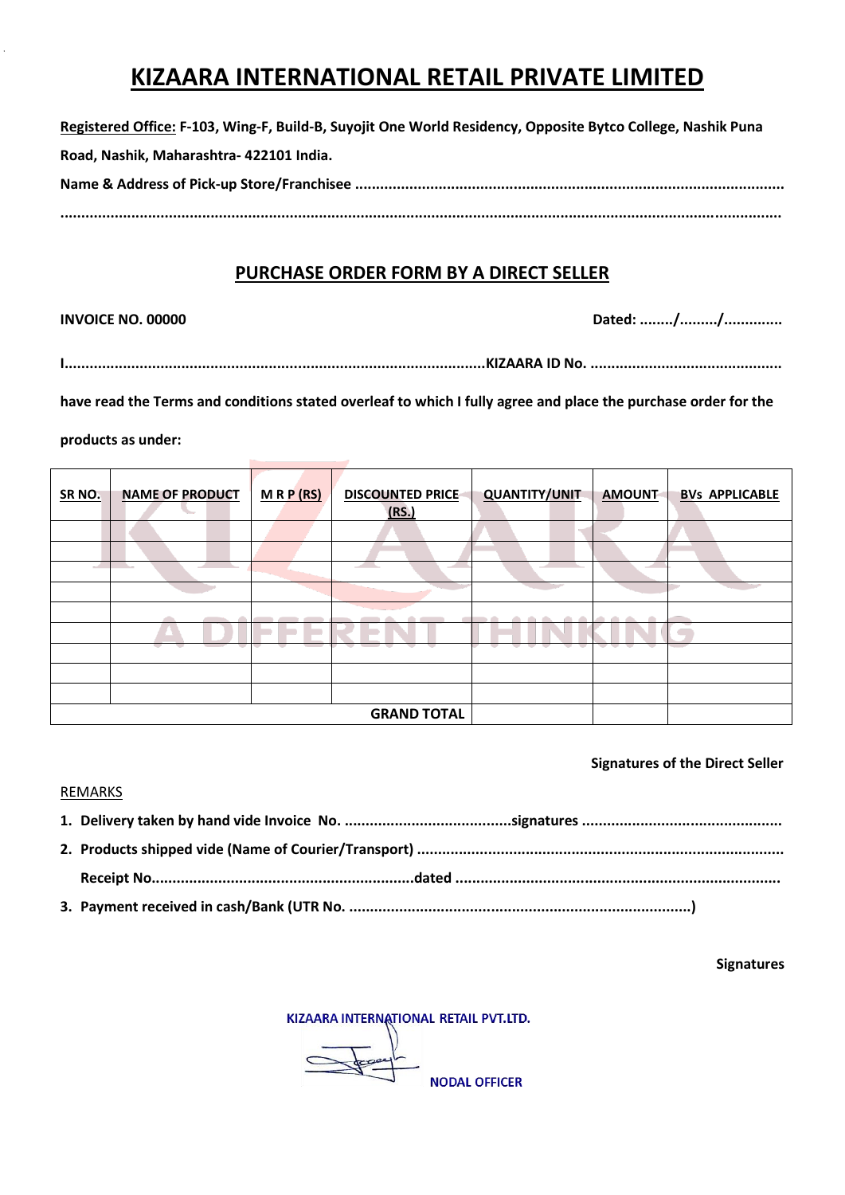# KIZAARA INTERNATIONAL RETAIL PRIVATE LIMITED

**Registered Office:** **F-103, Wing-F, Build-B, Suyojit One World Residency, Opposite Bytco College, Nashik Puna Road, Nashik, Maharashtra- 422101 India.**

**Name & Address of Pick-up Store/Franchisee ......................................................................................................**

**..........................................................................................................................................................................**

## PURCHASE ORDER FORM BY A DIRECT SELLER

**INVOICE NO. 00000** **Dated: ......../........./..............**

**I....................................................................................................KIZAARA ID No. ..............................................**

**have read the Terms and conditions stated overleaf to which I fully agree and place the purchase order for the products as under:**

| SR NO. | NAME OF PRODUCT | M R P (RS) | DISCOUNTED PRICE (RS.) | QUANTITY/UNIT | AMOUNT | BVs APPLICABLE |
|---|---|---|---|---|---|---|
| | | | | | | |
| | | | | | | |
| | | | | | | |
| | | | | | | |
| | | | | | | |
| | | | | | | |
| | | | | | | |
| | | | | | | |
| | | | | | | |
| | | | **GRAND TOTAL** | | | |

**Signatures of the Direct Seller**

REMARKS

1. **Delivery taken by hand vide Invoice No. ........................................signatures ...............................................**
2. **Products shipped vide (Name of Courier/Transport) ......................................................................................**
   **Receipt No..............................................................dated .............................................................................**
3. **Payment received in cash/Bank (UTR No. .................................................................................)**

**Signatures**

KIZAARA INTERNATIONAL RETAIL PVT.LTD.

NODAL OFFICER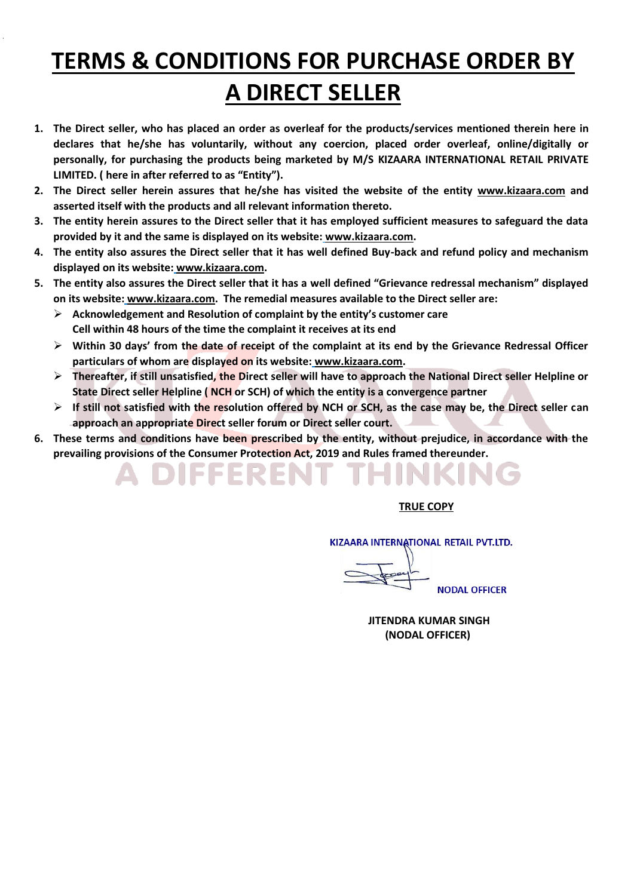# TERMS & CONDITIONS FOR PURCHASE ORDER BY A DIRECT SELLER

1. **The Direct seller, who has placed an order as overleaf for the products/services mentioned therein here in declares that he/she has voluntarily, without any coercion, placed order overleaf, online/digitally or personally, for purchasing the products being marketed by M/S KIZAARA INTERNATIONAL RETAIL PRIVATE LIMITED. ( here in after referred to as "Entity").**
2. **The Direct seller herein assures that he/she has visited the website of the entity www.kizaara.com and asserted itself with the products and all relevant information thereto.**
3. **The entity herein assures to the Direct seller that it has employed sufficient measures to safeguard the data provided by it and the same is displayed on its website: www.kizaara.com.**
4. **The entity also assures the Direct seller that it has well defined Buy-back and refund policy and mechanism displayed on its website: www.kizaara.com.**
5. **The entity also assures the Direct seller that it has a well defined "Grievance redressal mechanism" displayed on its website: www.kizaara.com. The remedial measures available to the Direct seller are:**
   - **Acknowledgement and Resolution of complaint by the entity's customer care Cell within 48 hours of the time the complaint it receives at its end**
   - **Within 30 days' from the date of receipt of the complaint at its end by the Grievance Redressal Officer particulars of whom are displayed on its website: www.kizaara.com.**
   - **Thereafter, if still unsatisfied, the Direct seller will have to approach the National Direct seller Helpline or State Direct seller Helpline ( NCH or SCH) of which the entity is a convergence partner**
   - **If still not satisfied with the resolution offered by NCH or SCH, as the case may be, the Direct seller can approach an appropriate Direct seller forum or Direct seller court.**
6. **These terms and conditions have been prescribed by the entity, without prejudice, in accordance with the prevailing provisions of the Consumer Protection Act, 2019 and Rules framed thereunder.**

**TRUE COPY**

KIZAARA INTERNATIONAL RETAIL PVT.LTD.

NODAL OFFICER

**JITENDRA KUMAR SINGH**
**(NODAL OFFICER)**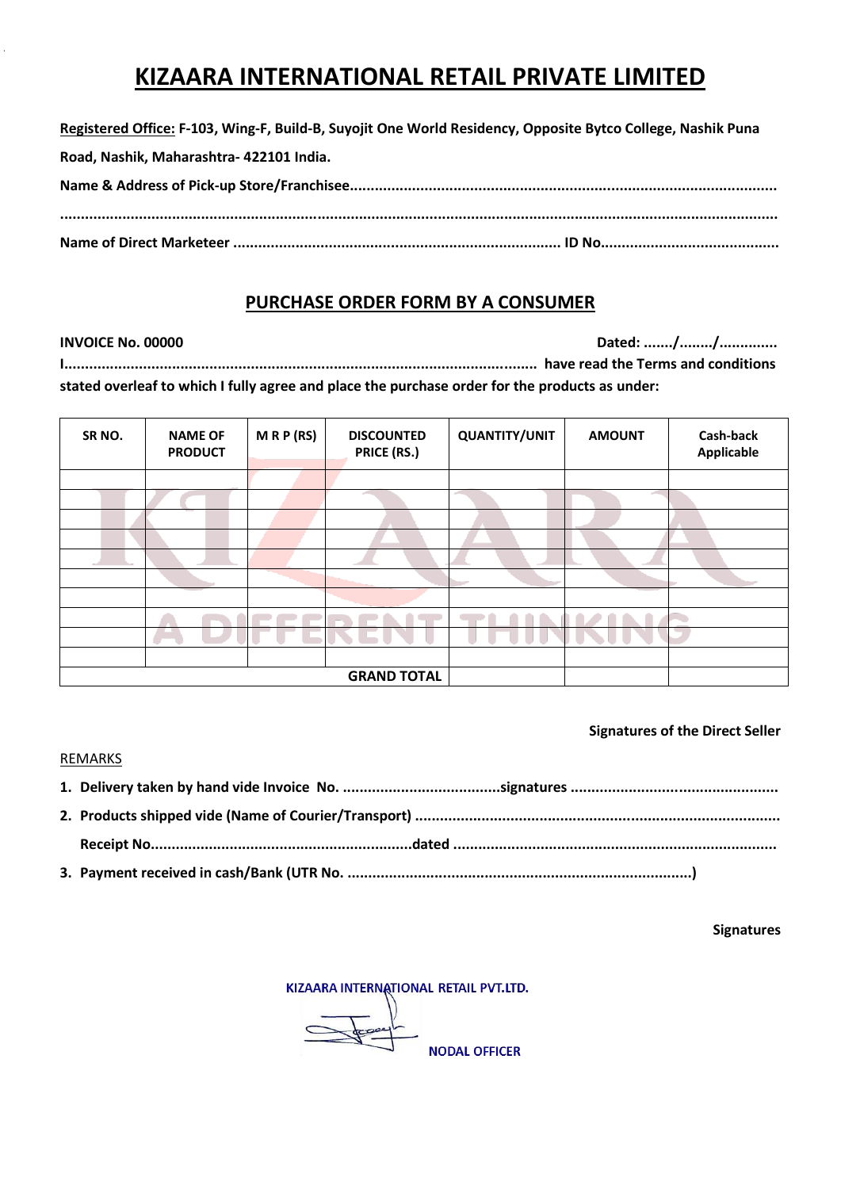# KIZAARA INTERNATIONAL RETAIL PRIVATE LIMITED

**Registered Office: F-103, Wing-F, Build-B, Suyojit One World Residency, Opposite Bytco College, Nashik Puna Road, Nashik, Maharashtra- 422101 India.**

**Name & Address of Pick-up Store/Franchisee..........................................................................................................**

**..............................................................................................................................................................**

**Name of Direct Marketeer .............................................................................. ID No..........................................**

## PURCHASE ORDER FORM BY A CONSUMER

**INVOICE No. 00000** **Dated: ......./......../..............**

**I................................................................................................................ have read the Terms and conditions stated overleaf to which I fully agree and place the purchase order for the products as under:**

| SR NO. | NAME OF PRODUCT | M R P (RS) | DISCOUNTED PRICE (RS.) | QUANTITY/UNIT | AMOUNT | Cash-back Applicable |
|---|---|---|---|---|---|---|
| | | | | | | |
| | | | | | | |
| | | | | | | |
| | | | | | | |
| | | | | | | |
| | | | | | | |
| | | | | | | |
| | | | | | | |
| | | | | | | |
| | | | | | | |
| | | | GRAND TOTAL | | | |

**Signatures of the Direct Seller**

REMARKS

1. **Delivery taken by hand vide Invoice No. ......................................signatures .................................................**
2. **Products shipped vide (Name of Courier/Transport) .......................................................................................**

   **Receipt No.............................................................dated ............................................................................**
3. **Payment received in cash/Bank (UTR No. ..................................................................................)**

**Signatures**

KIZAARA INTERNATIONAL RETAIL PVT.LTD.

NODAL OFFICER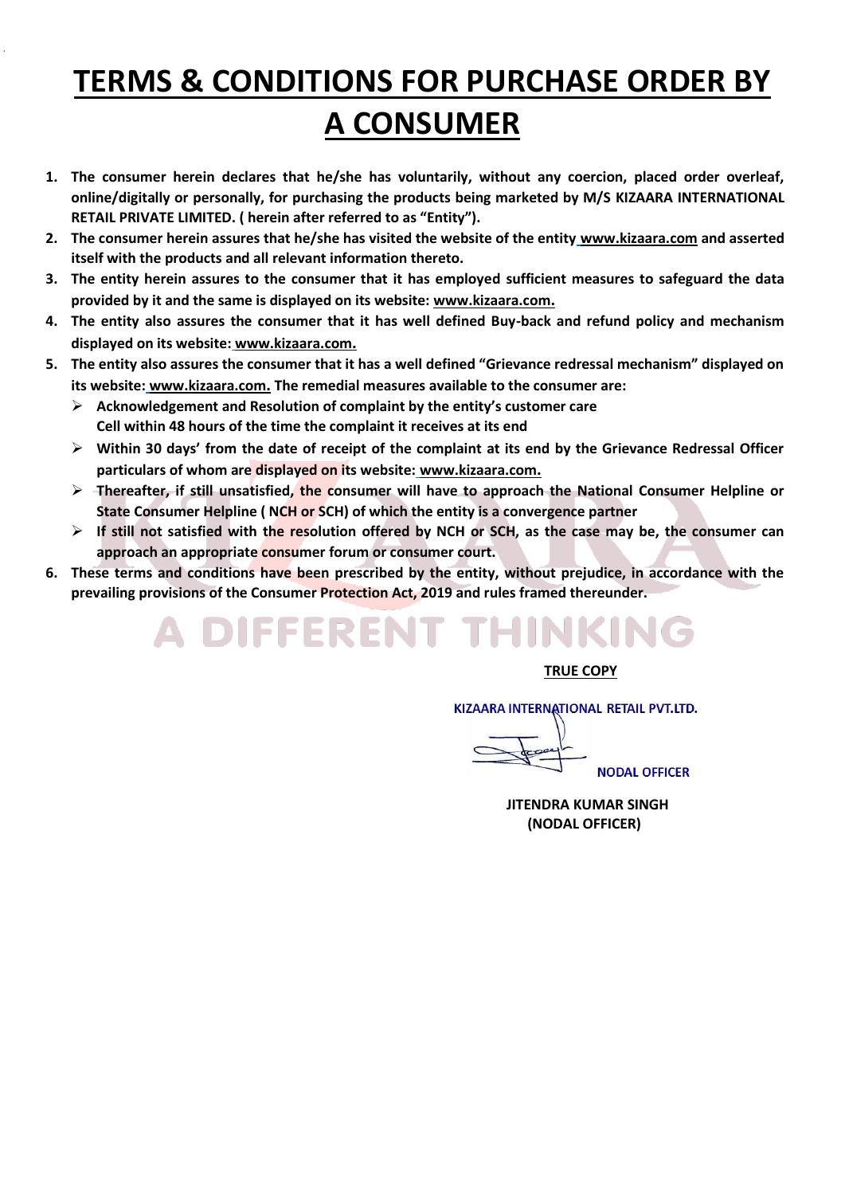# TERMS & CONDITIONS FOR PURCHASE ORDER BY A CONSUMER

1. **The consumer herein declares that he/she has voluntarily, without any coercion, placed order overleaf, online/digitally or personally, for purchasing the products being marketed by M/S KIZAARA INTERNATIONAL RETAIL PRIVATE LIMITED. ( herein after referred to as "Entity").**
2. **The consumer herein assures that he/she has visited the website of the entity www.kizaara.com and asserted itself with the products and all relevant information thereto.**
3. **The entity herein assures to the consumer that it has employed sufficient measures to safeguard the data provided by it and the same is displayed on its website: www.kizaara.com.**
4. **The entity also assures the consumer that it has well defined Buy-back and refund policy and mechanism displayed on its website: www.kizaara.com.**
5. **The entity also assures the consumer that it has a well defined "Grievance redressal mechanism" displayed on its website: www.kizaara.com. The remedial measures available to the consumer are:**
   - **Acknowledgement and Resolution of complaint by the entity's customer care Cell within 48 hours of the time the complaint it receives at its end**
   - **Within 30 days' from the date of receipt of the complaint at its end by the Grievance Redressal Officer particulars of whom are displayed on its website: www.kizaara.com.**
   - **Thereafter, if still unsatisfied, the consumer will have to approach the National Consumer Helpline or State Consumer Helpline ( NCH or SCH) of which the entity is a convergence partner**
   - **If still not satisfied with the resolution offered by NCH or SCH, as the case may be, the consumer can approach an appropriate consumer forum or consumer court.**
6. **These terms and conditions have been prescribed by the entity, without prejudice, in accordance with the prevailing provisions of the Consumer Protection Act, 2019 and rules framed thereunder.**

A DIFFERENT THINKING

**TRUE COPY**

KIZAARA INTERNATIONAL RETAIL PVT.LTD.

NODAL OFFICER

**JITENDRA KUMAR SINGH**
**(NODAL OFFICER)**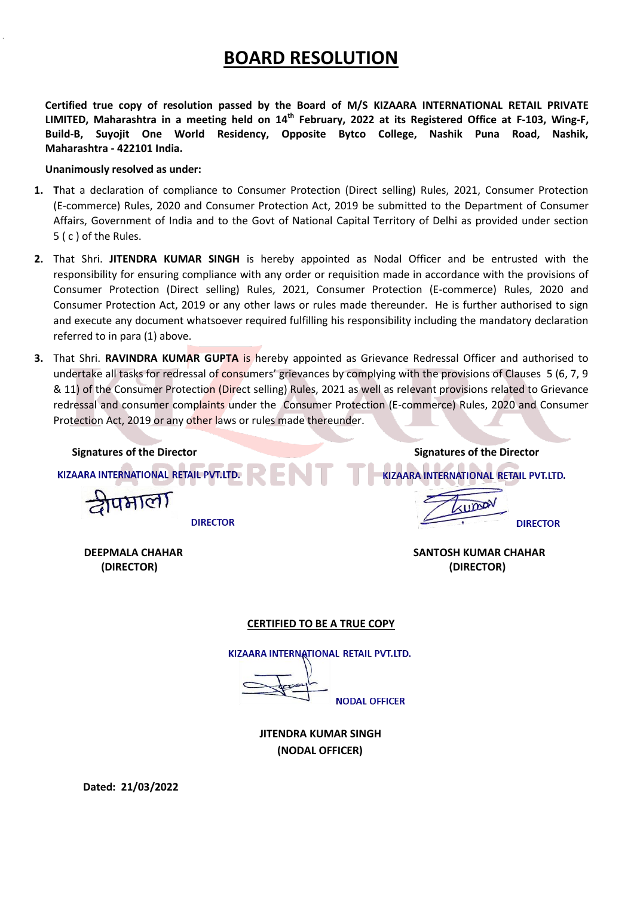# BOARD RESOLUTION

**Certified true copy of resolution passed by the Board of M/S KIZAARA INTERNATIONAL RETAIL PRIVATE LIMITED, Maharashtra in a meeting held on 14th February, 2022 at its Registered Office at F-103, Wing-F, Build-B, Suyojit One World Residency, Opposite Bytco College, Nashik Puna Road, Nashik, Maharashtra - 422101 India.**

**Unanimously resolved as under:**

1. **T**hat a declaration of compliance to Consumer Protection (Direct selling) Rules, 2021, Consumer Protection (E-commerce) Rules, 2020 and Consumer Protection Act, 2019 be submitted to the Department of Consumer Affairs, Government of India and to the Govt of National Capital Territory of Delhi as provided under section 5 ( c ) of the Rules.
2. That Shri. **JITENDRA KUMAR SINGH** is hereby appointed as Nodal Officer and be entrusted with the responsibility for ensuring compliance with any order or requisition made in accordance with the provisions of Consumer Protection (Direct selling) Rules, 2021, Consumer Protection (E-commerce) Rules, 2020 and Consumer Protection Act, 2019 or any other laws or rules made thereunder. He is further authorised to sign and execute any document whatsoever required fulfilling his responsibility including the mandatory declaration referred to in para (1) above.
3. That Shri. **RAVINDRA KUMAR GUPTA** is hereby appointed as Grievance Redressal Officer and authorised to undertake all tasks for redressal of consumers' grievances by complying with the provisions of Clauses 5 (6, 7, 9 & 11) of the Consumer Protection (Direct selling) Rules, 2021 as well as relevant provisions related to Grievance redressal and consumer complaints under the Consumer Protection (E-commerce) Rules, 2020 and Consumer Protection Act, 2019 or any other laws or rules made thereunder.

| **Signatures of the Director** | **Signatures of the Director** |
|---|---|
| KIZAARA INTERNATIONAL RETAIL PVT.LTD. | KIZAARA INTERNATIONAL RETAIL PVT.LTD. |
| दीपमाला DIRECTOR | Kumar DIRECTOR |
| **DEEPMALA CHAHAR (DIRECTOR)** | **SANTOSH KUMAR CHAHAR (DIRECTOR)** |

**CERTIFIED TO BE A TRUE COPY**

KIZAARA INTERNATIONAL RETAIL PVT.LTD.

NODAL OFFICER

**JITENDRA KUMAR SINGH**
**(NODAL OFFICER)**

**Dated: 21/03/2022**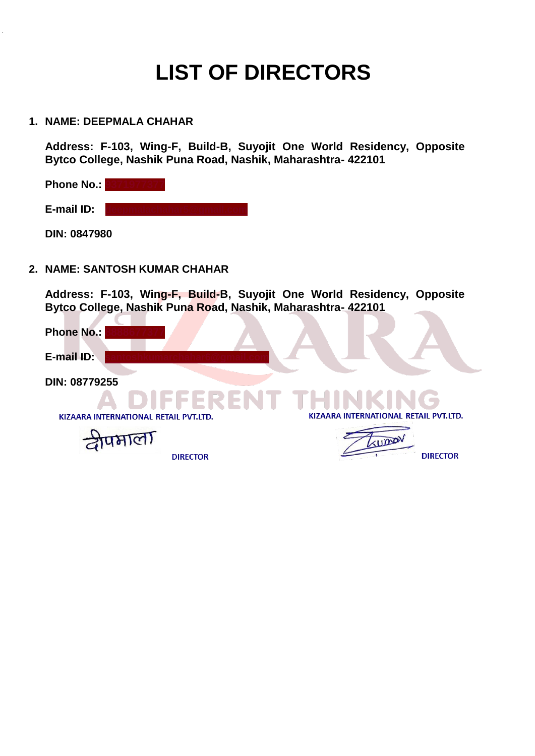# LIST OF DIRECTORS

1. **NAME: DEEPMALA CHAHAR**

   **Address: F-103, Wing-F, Build-B, Suyojit One World Residency, Opposite Bytco College, Nashik Puna Road, Nashik, Maharashtra- 422101**

   **Phone No.:**

   **E-mail ID:**

   **DIN: 0847980**

2. **NAME: SANTOSH KUMAR CHAHAR**

   **Address: F-103, Wing-F, Build-B, Suyojit One World Residency, Opposite Bytco College, Nashik Puna Road, Nashik, Maharashtra- 422101**

   **Phone No.:**

   **E-mail ID:**

   **DIN: 08779255**

KIZAARA INTERNATIONAL RETAIL PVT.LTD.

DIRECTOR

KIZAARA INTERNATIONAL RETAIL PVT.LTD.

DIRECTOR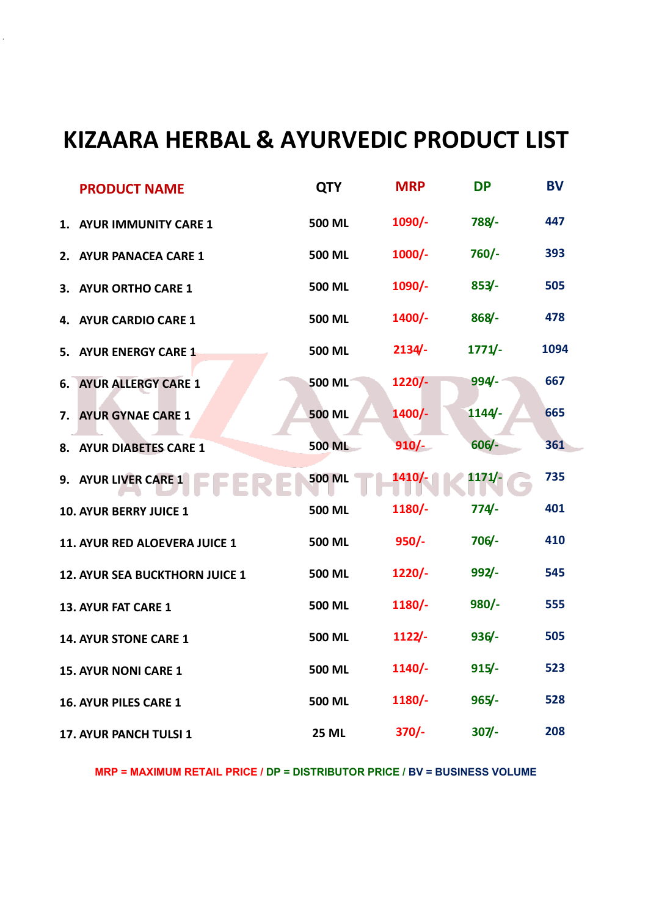# KIZAARA HERBAL & AYURVEDIC PRODUCT LIST

| PRODUCT NAME | QTY | MRP | DP | BV |
|---|---|---|---|---|
| 1. AYUR IMMUNITY CARE 1 | 500 ML | 1090/- | 788/- | 447 |
| 2. AYUR PANACEA CARE 1 | 500 ML | 1000/- | 760/- | 393 |
| 3. AYUR ORTHO CARE 1 | 500 ML | 1090/- | 853/- | 505 |
| 4. AYUR CARDIO CARE 1 | 500 ML | 1400/- | 868/- | 478 |
| 5. AYUR ENERGY CARE 1 | 500 ML | 2134/- | 1771/- | 1094 |
| 6. AYUR ALLERGY CARE 1 | 500 ML | 1220/- | 994/- | 667 |
| 7. AYUR GYNAE CARE 1 | 500 ML | 1400/- | 1144/- | 665 |
| 8. AYUR DIABETES CARE 1 | 500 ML | 910/- | 606/- | 361 |
| 9. AYUR LIVER CARE 1 | 500 ML | 1410/- | 1171/- | 735 |
| 10. AYUR BERRY JUICE 1 | 500 ML | 1180/- | 774/- | 401 |
| 11. AYUR RED ALOEVERA JUICE 1 | 500 ML | 950/- | 706/- | 410 |
| 12. AYUR SEA BUCKTHORN JUICE 1 | 500 ML | 1220/- | 992/- | 545 |
| 13. AYUR FAT CARE 1 | 500 ML | 1180/- | 980/- | 555 |
| 14. AYUR STONE CARE 1 | 500 ML | 1122/- | 936/- | 505 |
| 15. AYUR NONI CARE 1 | 500 ML | 1140/- | 915/- | 523 |
| 16. AYUR PILES CARE 1 | 500 ML | 1180/- | 965/- | 528 |
| 17. AYUR PANCH TULSI 1 | 25 ML | 370/- | 307/- | 208 |

MRP = MAXIMUM RETAIL PRICE / DP = DISTRIBUTOR PRICE / BV = BUSINESS VOLUME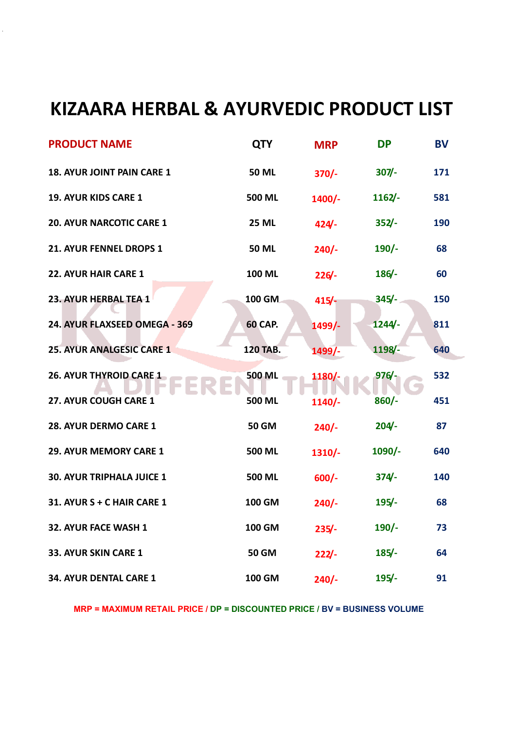# KIZAARA HERBAL & AYURVEDIC PRODUCT LIST

| PRODUCT NAME | QTY | MRP | DP | BV |
|---|---|---|---|---|
| 18. AYUR JOINT PAIN CARE 1 | 50 ML | 370/- | 307/- | 171 |
| 19. AYUR KIDS CARE 1 | 500 ML | 1400/- | 1162/- | 581 |
| 20. AYUR NARCOTIC CARE 1 | 25 ML | 424/- | 352/- | 190 |
| 21. AYUR FENNEL DROPS 1 | 50 ML | 240/- | 190/- | 68 |
| 22. AYUR HAIR CARE 1 | 100 ML | 226/- | 186/- | 60 |
| 23. AYUR HERBAL TEA 1 | 100 GM | 415/- | 345/- | 150 |
| 24. AYUR FLAXSEED OMEGA - 369 | 60 CAP. | 1499/- | 1244/- | 811 |
| 25. AYUR ANALGESIC CARE 1 | 120 TAB. | 1499/- | 1198/- | 640 |
| 26. AYUR THYROID CARE 1 | 500 ML | 1180/- | 976/- | 532 |
| 27. AYUR COUGH CARE 1 | 500 ML | 1140/- | 860/- | 451 |
| 28. AYUR DERMO CARE 1 | 50 GM | 240/- | 204/- | 87 |
| 29. AYUR MEMORY CARE 1 | 500 ML | 1310/- | 1090/- | 640 |
| 30. AYUR TRIPHALA JUICE 1 | 500 ML | 600/- | 374/- | 140 |
| 31. AYUR S + C HAIR CARE 1 | 100 GM | 240/- | 195/- | 68 |
| 32. AYUR FACE WASH 1 | 100 GM | 235/- | 190/- | 73 |
| 33. AYUR SKIN CARE 1 | 50 GM | 222/- | 185/- | 64 |
| 34. AYUR DENTAL CARE 1 | 100 GM | 240/- | 195/- | 91 |

MRP = MAXIMUM RETAIL PRICE / DP = DISCOUNTED PRICE / BV = BUSINESS VOLUME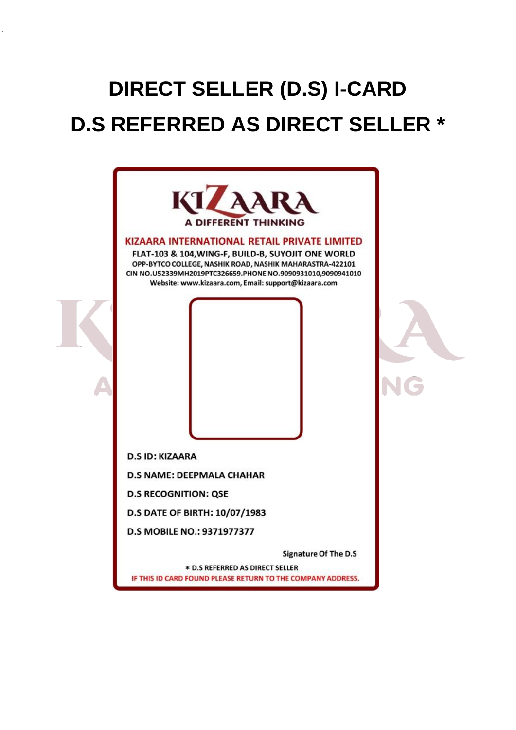# DIRECT SELLER (D.S) I-CARD

# D.S REFERRED AS DIRECT SELLER *

KIZAARA

A DIFFERENT THINKING

**KIZAARA INTERNATIONAL RETAIL PRIVATE LIMITED**

FLAT-103 & 104,WING-F, BUILD-B, SUYOJIT ONE WORLD

OPP-BYTCO COLLEGE, NASHIK ROAD, NASHIK MAHARASTRA-422101

CIN NO.U52339MH2019PTC326659.PHONE NO.9090931010,9090941010

Website: www.kizaara.com, Email: support@kizaara.com

**D.S ID:** KIZAARA

**D.S NAME:** DEEPMALA CHAHAR

**D.S RECOGNITION:** QSE

**D.S DATE OF BIRTH:** 10/07/1983

**D.S MOBILE NO.:** 9371977377

Signature Of The D.S

* D.S REFERRED AS DIRECT SELLER

IF THIS ID CARD FOUND PLEASE RETURN TO THE COMPANY ADDRESS.